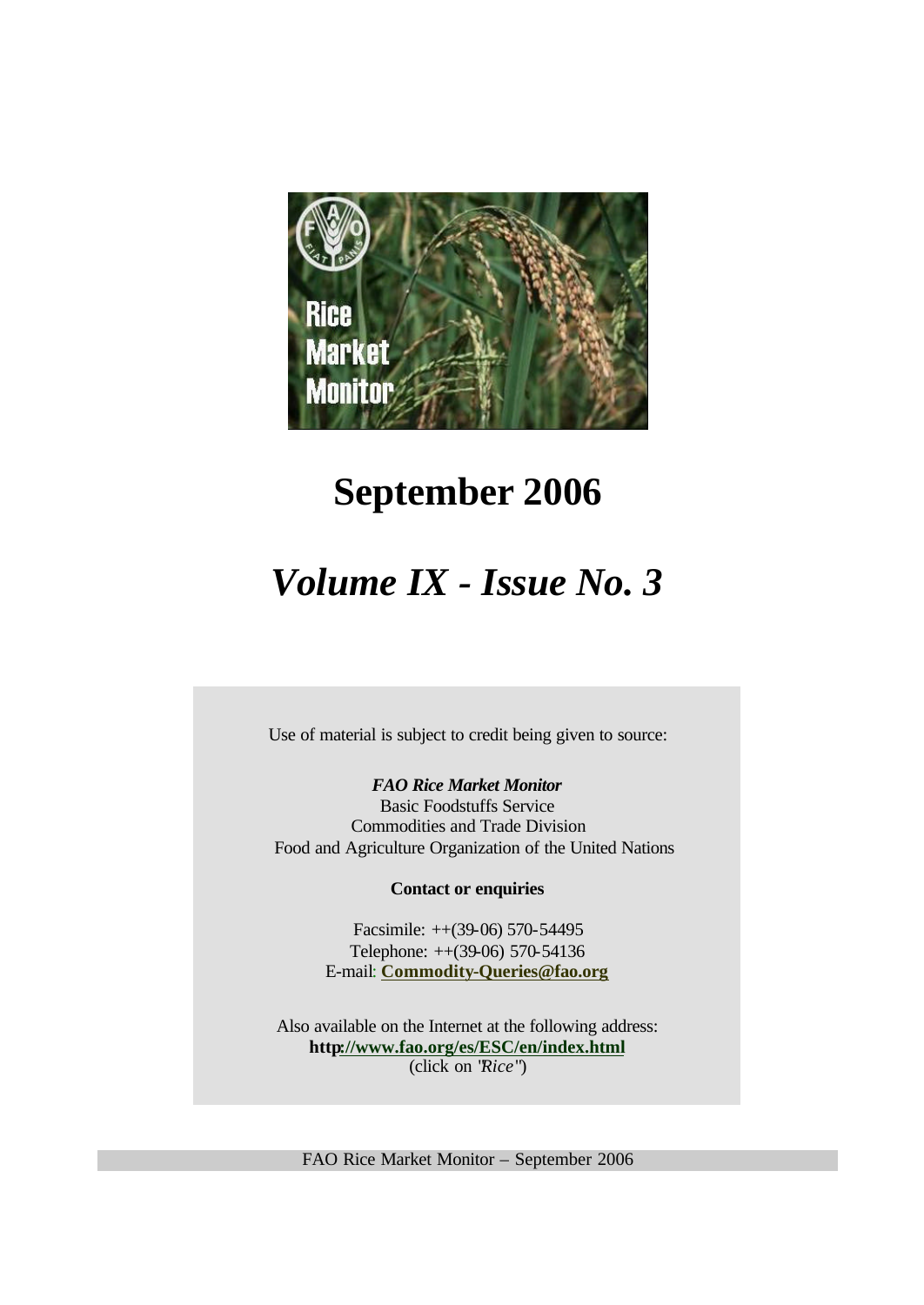# September 2006

# *Volume IX - Issue No. 3*

Use of material is subject to credit being given to source:

***FAO Rice Market Monitor***
Basic Foodstuffs Service
Commodities and Trade Division
Food and Agriculture Organization of the United Nations

**Contact or enquiries**

Facsimile: ++(39-06) 570-54495
Telephone: ++(39-06) 570-54136
E-mail: **Commodity-Queries@fao.org**

Also available on the Internet at the following address:
**http://www.fao.org/es/ESC/en/index.html**
(click on "*Rice*")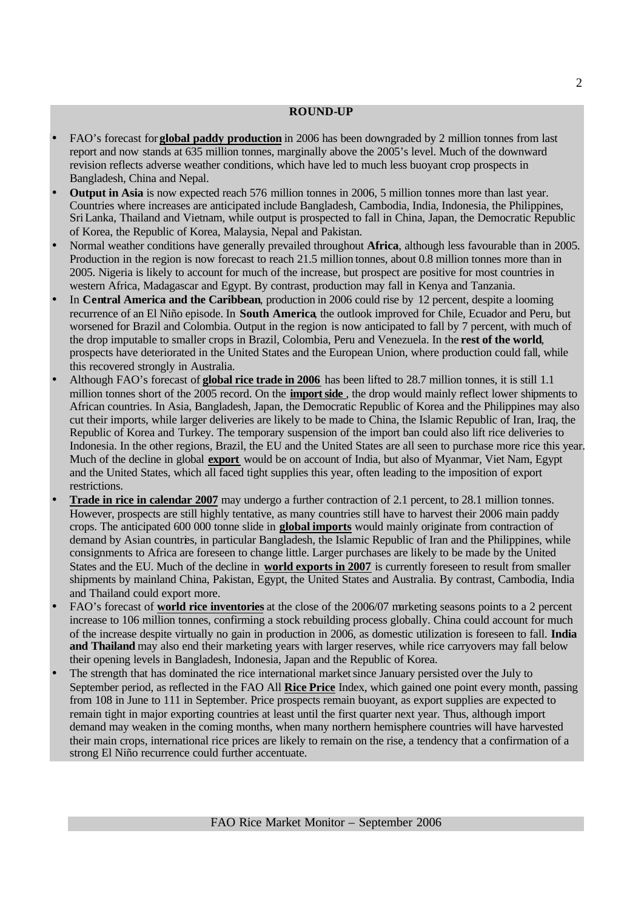## ROUND-UP

- FAO's forecast for **global paddy production** in 2006 has been downgraded by 2 million tonnes from last report and now stands at 635 million tonnes, marginally above the 2005's level. Much of the downward revision reflects adverse weather conditions, which have led to much less buoyant crop prospects in Bangladesh, China and Nepal.
- **Output in Asia** is now expected reach 576 million tonnes in 2006, 5 million tonnes more than last year. Countries where increases are anticipated include Bangladesh, Cambodia, India, Indonesia, the Philippines, Sri Lanka, Thailand and Vietnam, while output is prospected to fall in China, Japan, the Democratic Republic of Korea, the Republic of Korea, Malaysia, Nepal and Pakistan.
- Normal weather conditions have generally prevailed throughout **Africa**, although less favourable than in 2005. Production in the region is now forecast to reach 21.5 million tonnes, about 0.8 million tonnes more than in 2005. Nigeria is likely to account for much of the increase, but prospect are positive for most countries in western Africa, Madagascar and Egypt. By contrast, production may fall in Kenya and Tanzania.
- In **Central America and the Caribbean**, production in 2006 could rise by 12 percent, despite a looming recurrence of an El Niño episode. In **South America**, the outlook improved for Chile, Ecuador and Peru, but worsened for Brazil and Colombia. Output in the region is now anticipated to fall by 7 percent, with much of the drop imputable to smaller crops in Brazil, Colombia, Peru and Venezuela. In the **rest of the world**, prospects have deteriorated in the United States and the European Union, where production could fall, while this recovered strongly in Australia.
- Although FAO's forecast of **global rice trade in 2006** has been lifted to 28.7 million tonnes, it is still 1.1 million tonnes short of the 2005 record. On the **import side** , the drop would mainly reflect lower shipments to African countries. In Asia, Bangladesh, Japan, the Democratic Republic of Korea and the Philippines may also cut their imports, while larger deliveries are likely to be made to China, the Islamic Republic of Iran, Iraq, the Republic of Korea and Turkey. The temporary suspension of the import ban could also lift rice deliveries to Indonesia. In the other regions, Brazil, the EU and the United States are all seen to purchase more rice this year. Much of the decline in global **export** would be on account of India, but also of Myanmar, Viet Nam, Egypt and the United States, which all faced tight supplies this year, often leading to the imposition of export restrictions.
- **Trade in rice in calendar 2007** may undergo a further contraction of 2.1 percent, to 28.1 million tonnes. However, prospects are still highly tentative, as many countries still have to harvest their 2006 main paddy crops. The anticipated 600 000 tonne slide in **global imports** would mainly originate from contraction of demand by Asian countries, in particular Bangladesh, the Islamic Republic of Iran and the Philippines, while consignments to Africa are foreseen to change little. Larger purchases are likely to be made by the United States and the EU. Much of the decline in **world exports in 2007** is currently foreseen to result from smaller shipments by mainland China, Pakistan, Egypt, the United States and Australia. By contrast, Cambodia, India and Thailand could export more.
- FAO's forecast of **world rice inventories** at the close of the 2006/07 marketing seasons points to a 2 percent increase to 106 million tonnes, confirming a stock rebuilding process globally. China could account for much of the increase despite virtually no gain in production in 2006, as domestic utilization is foreseen to fall. **India and Thailand** may also end their marketing years with larger reserves, while rice carryovers may fall below their opening levels in Bangladesh, Indonesia, Japan and the Republic of Korea.
- The strength that has dominated the rice international market since January persisted over the July to September period, as reflected in the FAO All **Rice Price** Index, which gained one point every month, passing from 108 in June to 111 in September. Price prospects remain buoyant, as export supplies are expected to remain tight in major exporting countries at least until the first quarter next year. Thus, although import demand may weaken in the coming months, when many northern hemisphere countries will have harvested their main crops, international rice prices are likely to remain on the rise, a tendency that a confirmation of a strong El Niño recurrence could further accentuate.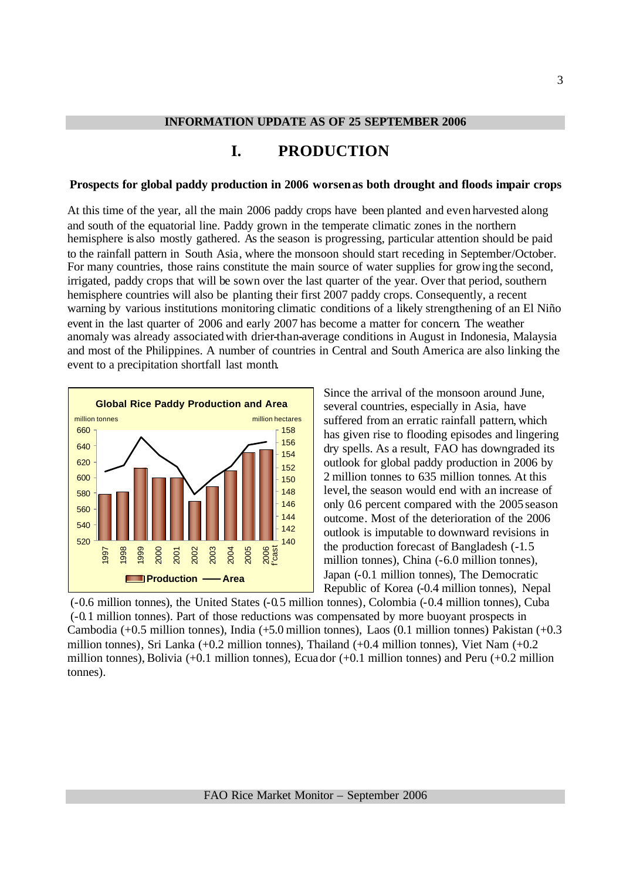**INFORMATION UPDATE AS OF 25 SEPTEMBER 2006**

# I. PRODUCTION

**Prospects for global paddy production in 2006 worsen as both drought and floods impair crops**

At this time of the year, all the main 2006 paddy crops have been planted and even harvested along and south of the equatorial line. Paddy grown in the temperate climatic zones in the northern hemisphere is also mostly gathered. As the season is progressing, particular attention should be paid to the rainfall pattern in South Asia, where the monsoon should start receding in September/October. For many countries, those rains constitute the main source of water supplies for growing the second, irrigated, paddy crops that will be sown over the last quarter of the year. Over that period, southern hemisphere countries will also be planting their first 2007 paddy crops. Consequently, a recent warning by various institutions monitoring climatic conditions of a likely strengthening of an El Niño event in the last quarter of 2006 and early 2007 has become a matter for concern. The weather anomaly was already associated with drier-than-average conditions in August in Indonesia, Malaysia and most of the Philippines. A number of countries in Central and South America are also linking the event to a precipitation shortfall last month.

Since the arrival of the monsoon around June, several countries, especially in Asia, have suffered from an erratic rainfall pattern, which has given rise to flooding episodes and lingering dry spells. As a result, FAO has downgraded its outlook for global paddy production in 2006 by 2 million tonnes to 635 million tonnes. At this level, the season would end with an increase of only 0.6 percent compared with the 2005 season outcome. Most of the deterioration of the 2006 outlook is imputable to downward revisions in the production forecast of Bangladesh (-1.5 million tonnes), China (-6.0 million tonnes), Japan (-0.1 million tonnes), The Democratic Republic of Korea (-0.4 million tonnes), Nepal (-0.6 million tonnes), the United States (-0.5 million tonnes), Colombia (-0.4 million tonnes), Cuba (-0.1 million tonnes). Part of those reductions was compensated by more buoyant prospects in Cambodia (+0.5 million tonnes), India (+5.0 million tonnes), Laos (0.1 million tonnes) Pakistan (+0.3 million tonnes), Sri Lanka (+0.2 million tonnes), Thailand (+0.4 million tonnes), Viet Nam (+0.2 million tonnes), Bolivia (+0.1 million tonnes), Ecuador (+0.1 million tonnes) and Peru (+0.2 million tonnes).

**Global Rice Paddy Production and Area**

million tonnes / million hectares

Legend: Production (bars), Area (line); years 1997–2006 f'cast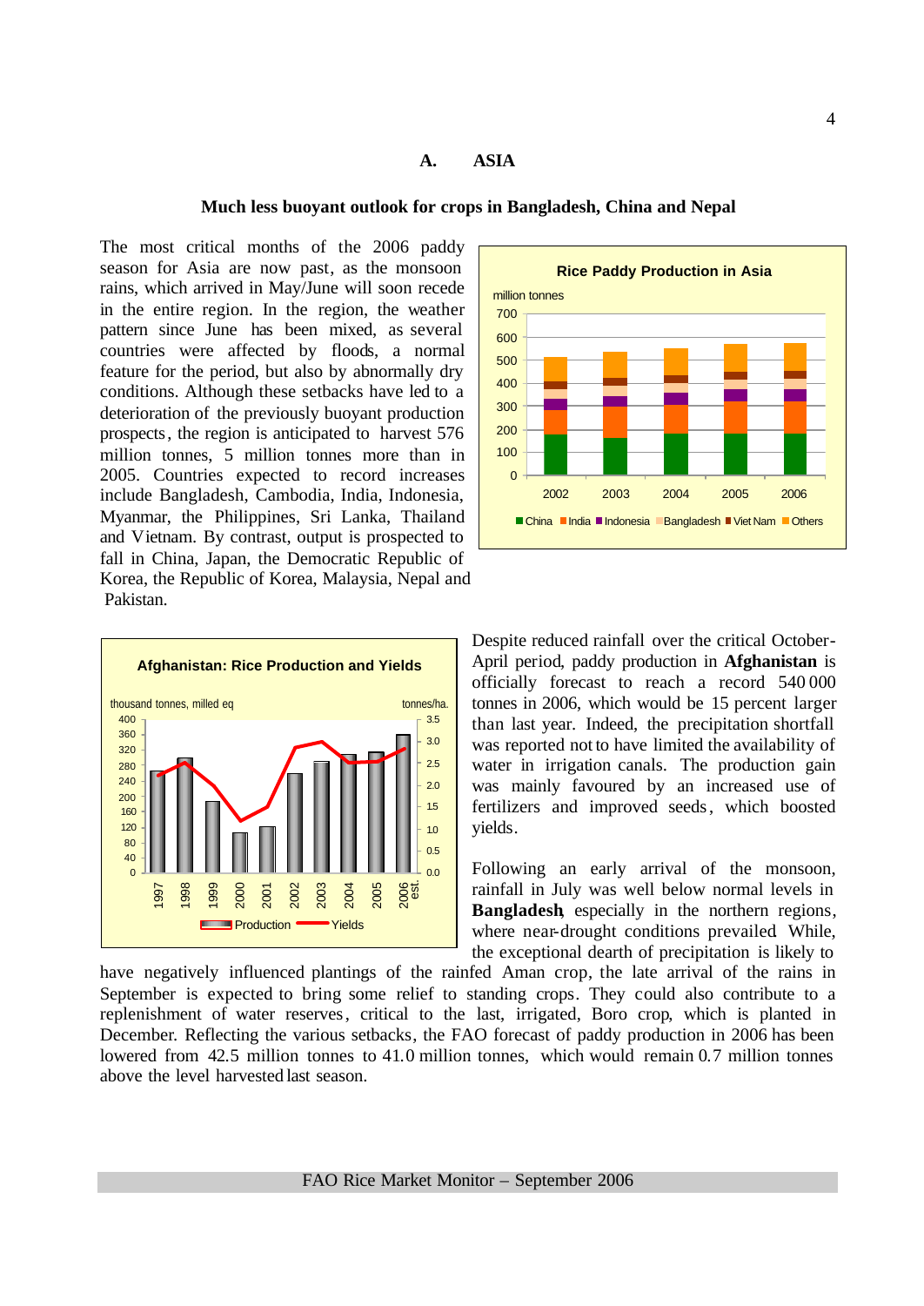## A. ASIA

### Much less buoyant outlook for crops in Bangladesh, China and Nepal

The most critical months of the 2006 paddy season for Asia are now past, as the monsoon rains, which arrived in May/June will soon recede in the entire region. In the region, the weather pattern since June has been mixed, as several countries were affected by floods, a normal feature for the period, but also by abnormally dry conditions. Although these setbacks have led to a deterioration of the previously buoyant production prospects, the region is anticipated to harvest 576 million tonnes, 5 million tonnes more than in 2005. Countries expected to record increases include Bangladesh, Cambodia, India, Indonesia, Myanmar, the Philippines, Sri Lanka, Thailand and Vietnam. By contrast, output is prospected to fall in China, Japan, the Democratic Republic of Korea, the Republic of Korea, Malaysia, Nepal and Pakistan.

**Rice Paddy Production in Asia**

**Afghanistan: Rice Production and Yields**

Despite reduced rainfall over the critical October-April period, paddy production in **Afghanistan** is officially forecast to reach a record 540 000 tonnes in 2006, which would be 15 percent larger than last year. Indeed, the precipitation shortfall was reported not to have limited the availability of water in irrigation canals. The production gain was mainly favoured by an increased use of fertilizers and improved seeds, which boosted yields.

Following an early arrival of the monsoon, rainfall in July was well below normal levels in **Bangladesh**, especially in the northern regions, where near-drought conditions prevailed. While, the exceptional dearth of precipitation is likely to have negatively influenced plantings of the rainfed Aman crop, the late arrival of the rains in September is expected to bring some relief to standing crops. They could also contribute to a replenishment of water reserves, critical to the last, irrigated, Boro crop, which is planted in December. Reflecting the various setbacks, the FAO forecast of paddy production in 2006 has been lowered from 42.5 million tonnes to 41.0 million tonnes, which would remain 0.7 million tonnes above the level harvested last season.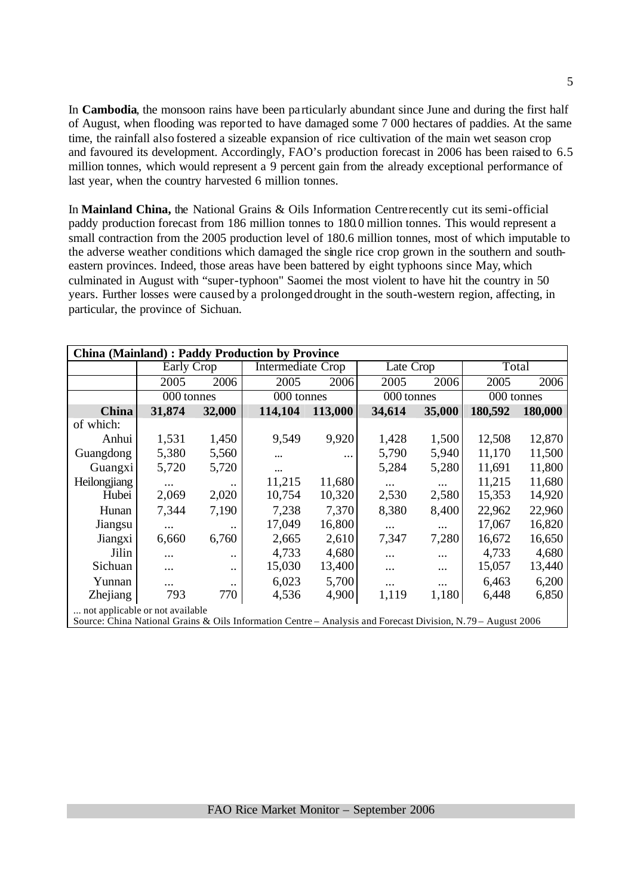In **Cambodia**, the monsoon rains have been particularly abundant since June and during the first half of August, when flooding was reported to have damaged some 7 000 hectares of paddies. At the same time, the rainfall also fostered a sizeable expansion of rice cultivation of the main wet season crop and favoured its development. Accordingly, FAO's production forecast in 2006 has been raised to 6.5 million tonnes, which would represent a 9 percent gain from the already exceptional performance of last year, when the country harvested 6 million tonnes.

In **Mainland China,** the National Grains & Oils Information Centre recently cut its semi-official paddy production forecast from 186 million tonnes to 180.0 million tonnes. This would represent a small contraction from the 2005 production level of 180.6 million tonnes, most of which imputable to the adverse weather conditions which damaged the single rice crop grown in the southern and south-eastern provinces. Indeed, those areas have been battered by eight typhoons since May, which culminated in August with "super-typhoon" Saomei the most violent to have hit the country in 50 years. Further losses were caused by a prolonged drought in the south-western region, affecting, in particular, the province of Sichuan.

**China (Mainland) : Paddy Production by Province**

| | Early Crop | | Intermediate Crop | | Late Crop | | Total | |
|---|---|---|---|---|---|---|---|---|
| | 2005 | 2006 | 2005 | 2006 | 2005 | 2006 | 2005 | 2006 |
| | 000 tonnes | | 000 tonnes | | 000 tonnes | | 000 tonnes | |
| **China** | **31,874** | **32,000** | **114,104** | **113,000** | **34,614** | **35,000** | **180,592** | **180,000** |
| of which: | | | | | | | | |
| Anhui | 1,531 | 1,450 | 9,549 | 9,920 | 1,428 | 1,500 | 12,508 | 12,870 |
| Guangdong | 5,380 | 5,560 | ... | ... | 5,790 | 5,940 | 11,170 | 11,500 |
| Guangxi | 5,720 | 5,720 | ... | | 5,284 | 5,280 | 11,691 | 11,800 |
| Heilongjiang | ... | .. | 11,215 | 11,680 | ... | ... | 11,215 | 11,680 |
| Hubei | 2,069 | 2,020 | 10,754 | 10,320 | 2,530 | 2,580 | 15,353 | 14,920 |
| Hunan | 7,344 | 7,190 | 7,238 | 7,370 | 8,380 | 8,400 | 22,962 | 22,960 |
| Jiangsu | ... | .. | 17,049 | 16,800 | ... | ... | 17,067 | 16,820 |
| Jiangxi | 6,660 | 6,760 | 2,665 | 2,610 | 7,347 | 7,280 | 16,672 | 16,650 |
| Jilin | ... | .. | 4,733 | 4,680 | ... | ... | 4,733 | 4,680 |
| Sichuan | ... | .. | 15,030 | 13,400 | ... | ... | 15,057 | 13,440 |
| Yunnan | ... | .. | 6,023 | 5,700 | ... | ... | 6,463 | 6,200 |
| Zhejiang | 793 | 770 | 4,536 | 4,900 | 1,119 | 1,180 | 6,448 | 6,850 |

... not applicable or not available
Source: China National Grains & Oils Information Centre – Analysis and Forecast Division, N.79 – August 2006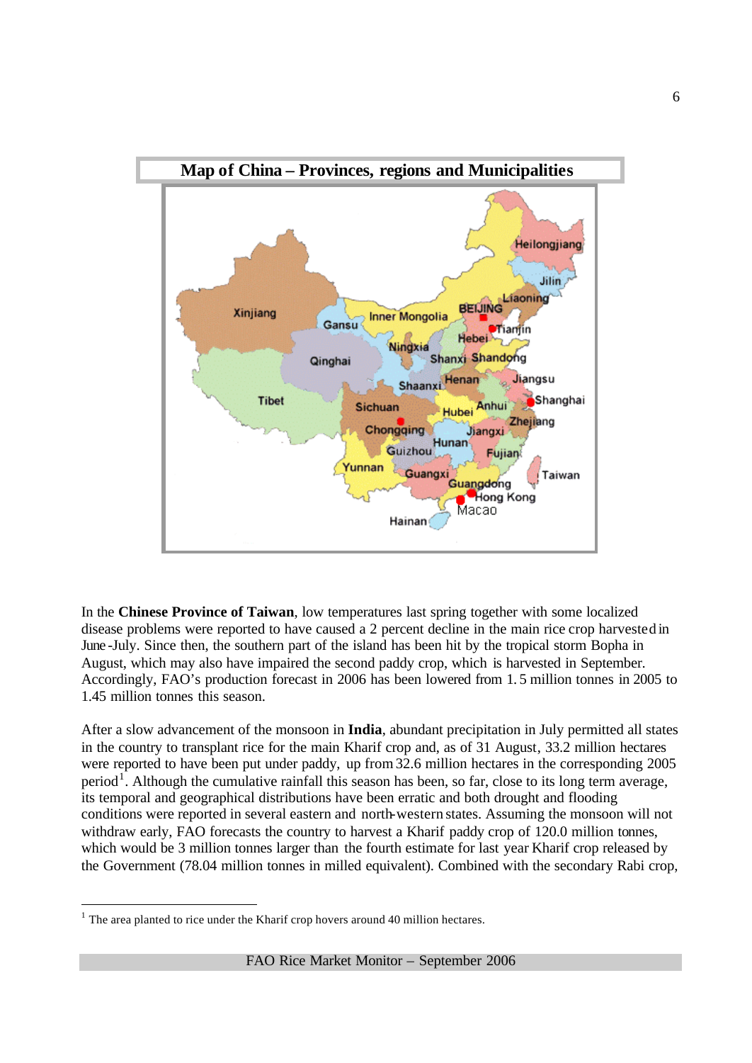**Map of China – Provinces, regions and Municipalities**

In the **Chinese Province of Taiwan**, low temperatures last spring together with some localized disease problems were reported to have caused a 2 percent decline in the main rice crop harvested in June-July. Since then, the southern part of the island has been hit by the tropical storm Bopha in August, which may also have impaired the second paddy crop, which is harvested in September. Accordingly, FAO's production forecast in 2006 has been lowered from 1.5 million tonnes in 2005 to 1.45 million tonnes this season.

After a slow advancement of the monsoon in **India**, abundant precipitation in July permitted all states in the country to transplant rice for the main Kharif crop and, as of 31 August, 33.2 million hectares were reported to have been put under paddy, up from 32.6 million hectares in the corresponding 2005 period[1]. Although the cumulative rainfall this season has been, so far, close to its long term average, its temporal and geographical distributions have been erratic and both drought and flooding conditions were reported in several eastern and north-western states. Assuming the monsoon will not withdraw early, FAO forecasts the country to harvest a Kharif paddy crop of 120.0 million tonnes, which would be 3 million tonnes larger than the fourth estimate for last year Kharif crop released by the Government (78.04 million tonnes in milled equivalent). Combined with the secondary Rabi crop,

[1] The area planted to rice under the Kharif crop hovers around 40 million hectares.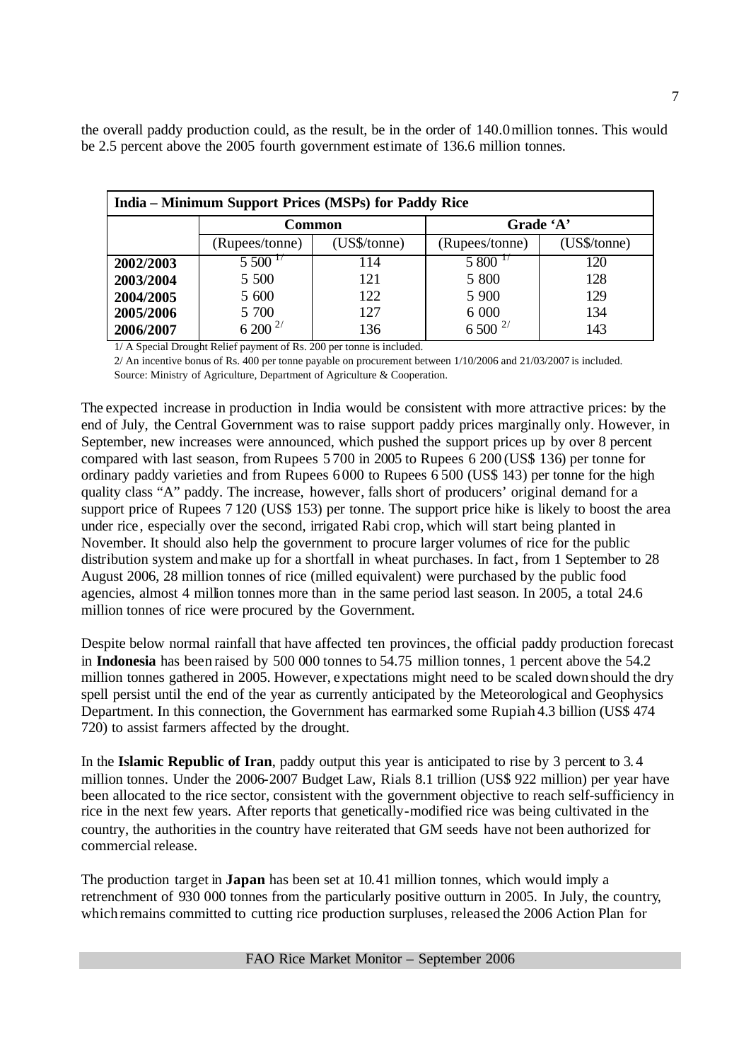the overall paddy production could, as the result, be in the order of 140.0 million tonnes. This would be 2.5 percent above the 2005 fourth government estimate of 136.6 million tonnes.

| India – Minimum Support Prices (MSPs) for Paddy Rice | | | | |
|---|---|---|---|---|
| | Common | | Grade 'A' | |
| | (Rupees/tonne) | (US$/tonne) | (Rupees/tonne) | (US$/tonne) |
| **2002/2003** | 5 500 [1/] | 114 | 5 800 [1/] | 120 |
| **2003/2004** | 5 500 | 121 | 5 800 | 128 |
| **2004/2005** | 5 600 | 122 | 5 900 | 129 |
| **2005/2006** | 5 700 | 127 | 6 000 | 134 |
| **2006/2007** | 6 200 [2/] | 136 | 6 500 [2/] | 143 |

1/ A Special Drought Relief payment of Rs. 200 per tonne is included.

2/ An incentive bonus of Rs. 400 per tonne payable on procurement between 1/10/2006 and 21/03/2007 is included.

Source: Ministry of Agriculture, Department of Agriculture & Cooperation.

The expected increase in production in India would be consistent with more attractive prices: by the end of July, the Central Government was to raise support paddy prices marginally only. However, in September, new increases were announced, which pushed the support prices up by over 8 percent compared with last season, from Rupees 5 700 in 2005 to Rupees 6 200 (US$ 136) per tonne for ordinary paddy varieties and from Rupees 6 000 to Rupees 6 500 (US$ 143) per tonne for the high quality class "A" paddy. The increase, however, falls short of producers' original demand for a support price of Rupees 7 120 (US$ 153) per tonne. The support price hike is likely to boost the area under rice, especially over the second, irrigated Rabi crop, which will start being planted in November. It should also help the government to procure larger volumes of rice for the public distribution system and make up for a shortfall in wheat purchases. In fact, from 1 September to 28 August 2006, 28 million tonnes of rice (milled equivalent) were purchased by the public food agencies, almost 4 million tonnes more than in the same period last season. In 2005, a total 24.6 million tonnes of rice were procured by the Government.

Despite below normal rainfall that have affected ten provinces, the official paddy production forecast in **Indonesia** has been raised by 500 000 tonnes to 54.75 million tonnes, 1 percent above the 54.2 million tonnes gathered in 2005. However, expectations might need to be scaled down should the dry spell persist until the end of the year as currently anticipated by the Meteorological and Geophysics Department. In this connection, the Government has earmarked some Rupiah 4.3 billion (US$ 474 720) to assist farmers affected by the drought.

In the **Islamic Republic of Iran**, paddy output this year is anticipated to rise by 3 percent to 3.4 million tonnes. Under the 2006-2007 Budget Law, Rials 8.1 trillion (US$ 922 million) per year have been allocated to the rice sector, consistent with the government objective to reach self-sufficiency in rice in the next few years. After reports that genetically-modified rice was being cultivated in the country, the authorities in the country have reiterated that GM seeds have not been authorized for commercial release.

The production target in **Japan** has been set at 10.41 million tonnes, which would imply a retrenchment of 930 000 tonnes from the particularly positive outturn in 2005. In July, the country, which remains committed to cutting rice production surpluses, released the 2006 Action Plan for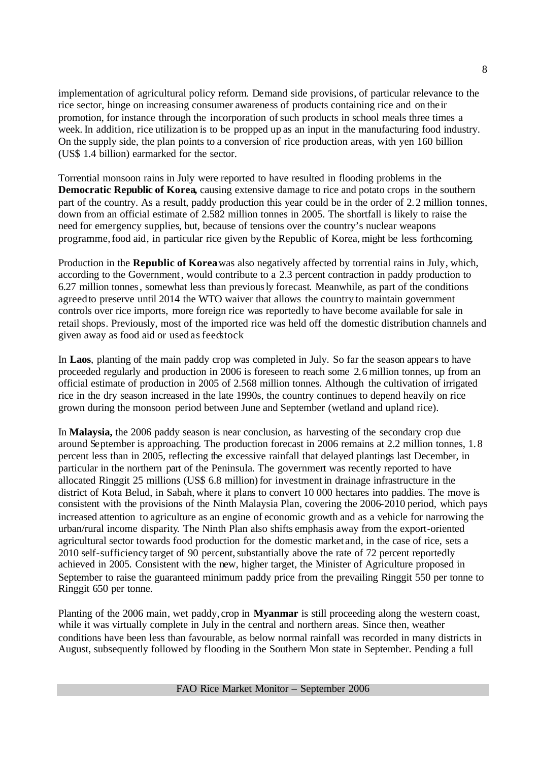implementation of agricultural policy reform. Demand side provisions, of particular relevance to the rice sector, hinge on increasing consumer awareness of products containing rice and on their promotion, for instance through the incorporation of such products in school meals three times a week. In addition, rice utilization is to be propped up as an input in the manufacturing food industry. On the supply side, the plan points to a conversion of rice production areas, with yen 160 billion (US$ 1.4 billion) earmarked for the sector.

Torrential monsoon rains in July were reported to have resulted in flooding problems in the **Democratic Republic of Korea,** causing extensive damage to rice and potato crops in the southern part of the country. As a result, paddy production this year could be in the order of 2.2 million tonnes, down from an official estimate of 2.582 million tonnes in 2005. The shortfall is likely to raise the need for emergency supplies, but, because of tensions over the country's nuclear weapons programme, food aid, in particular rice given by the Republic of Korea, might be less forthcoming.

Production in the **Republic of Korea** was also negatively affected by torrential rains in July, which, according to the Government, would contribute to a 2.3 percent contraction in paddy production to 6.27 million tonnes, somewhat less than previously forecast. Meanwhile, as part of the conditions agreed to preserve until 2014 the WTO waiver that allows the country to maintain government controls over rice imports, more foreign rice was reportedly to have become available for sale in retail shops. Previously, most of the imported rice was held off the domestic distribution channels and given away as food aid or used as feedstock

In **Laos**, planting of the main paddy crop was completed in July. So far the season appears to have proceeded regularly and production in 2006 is foreseen to reach some 2.6 million tonnes, up from an official estimate of production in 2005 of 2.568 million tonnes. Although the cultivation of irrigated rice in the dry season increased in the late 1990s, the country continues to depend heavily on rice grown during the monsoon period between June and September (wetland and upland rice).

In **Malaysia,** the 2006 paddy season is near conclusion, as harvesting of the secondary crop due around September is approaching. The production forecast in 2006 remains at 2.2 million tonnes, 1.8 percent less than in 2005, reflecting the excessive rainfall that delayed plantings last December, in particular in the northern part of the Peninsula. The government was recently reported to have allocated Ringgit 25 millions (US$ 6.8 million) for investment in drainage infrastructure in the district of Kota Belud, in Sabah, where it plans to convert 10 000 hectares into paddies. The move is consistent with the provisions of the Ninth Malaysia Plan, covering the 2006-2010 period, which pays increased attention to agriculture as an engine of economic growth and as a vehicle for narrowing the urban/rural income disparity. The Ninth Plan also shifts emphasis away from the export-oriented agricultural sector towards food production for the domestic market and, in the case of rice, sets a 2010 self-sufficiency target of 90 percent, substantially above the rate of 72 percent reportedly achieved in 2005. Consistent with the new, higher target, the Minister of Agriculture proposed in September to raise the guaranteed minimum paddy price from the prevailing Ringgit 550 per tonne to Ringgit 650 per tonne.

Planting of the 2006 main, wet paddy, crop in **Myanmar** is still proceeding along the western coast, while it was virtually complete in July in the central and northern areas. Since then, weather conditions have been less than favourable, as below normal rainfall was recorded in many districts in August, subsequently followed by flooding in the Southern Mon state in September. Pending a full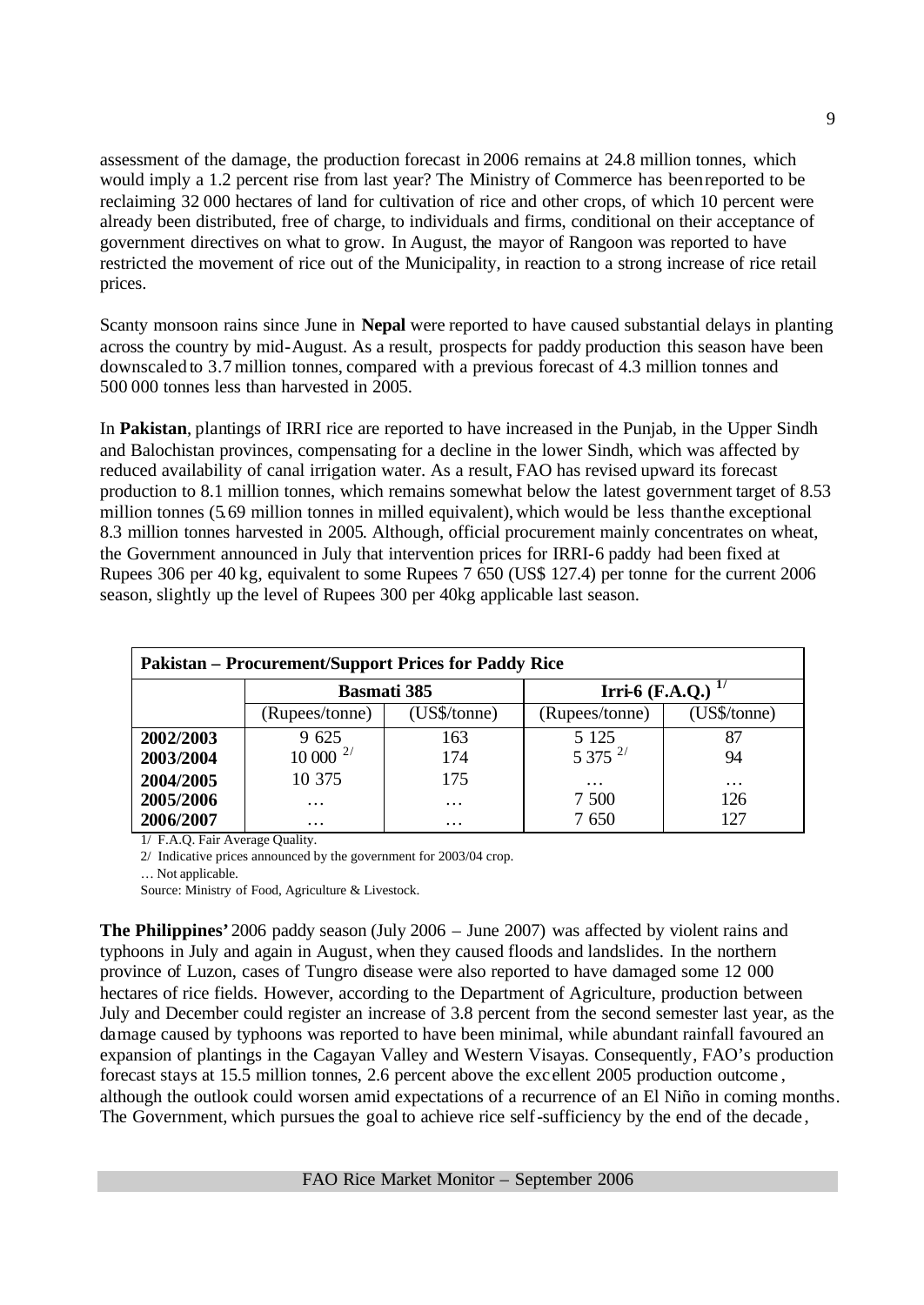assessment of the damage, the production forecast in 2006 remains at 24.8 million tonnes, which would imply a 1.2 percent rise from last year? The Ministry of Commerce has been reported to be reclaiming 32 000 hectares of land for cultivation of rice and other crops, of which 10 percent were already been distributed, free of charge, to individuals and firms, conditional on their acceptance of government directives on what to grow. In August, the mayor of Rangoon was reported to have restricted the movement of rice out of the Municipality, in reaction to a strong increase of rice retail prices.

Scanty monsoon rains since June in **Nepal** were reported to have caused substantial delays in planting across the country by mid-August. As a result, prospects for paddy production this season have been downscaled to 3.7 million tonnes, compared with a previous forecast of 4.3 million tonnes and 500 000 tonnes less than harvested in 2005.

In **Pakistan**, plantings of IRRI rice are reported to have increased in the Punjab, in the Upper Sindh and Balochistan provinces, compensating for a decline in the lower Sindh, which was affected by reduced availability of canal irrigation water. As a result, FAO has revised upward its forecast production to 8.1 million tonnes, which remains somewhat below the latest government target of 8.53 million tonnes (5.69 million tonnes in milled equivalent), which would be less than the exceptional 8.3 million tonnes harvested in 2005. Although, official procurement mainly concentrates on wheat, the Government announced in July that intervention prices for IRRI-6 paddy had been fixed at Rupees 306 per 40 kg, equivalent to some Rupees 7 650 (US$ 127.4) per tonne for the current 2006 season, slightly up the level of Rupees 300 per 40kg applicable last season.

**Pakistan – Procurement/Support Prices for Paddy Rice**

| | Basmati 385 | | Irri-6 (F.A.Q.) [1/] | |
|---|---|---|---|---|
| | (Rupees/tonne) | (US$/tonne) | (Rupees/tonne) | (US$/tonne) |
| **2002/2003** | 9 625 | 163 | 5 125 | 87 |
| **2003/2004** | 10 000 [2/] | 174 | 5 375 [2/] | 94 |
| **2004/2005** | 10 375 | 175 | … | … |
| **2005/2006** | … | … | 7 500 | 126 |
| **2006/2007** | … | … | 7 650 | 127 |

1/ F.A.Q. Fair Average Quality.

2/ Indicative prices announced by the government for 2003/04 crop.

… Not applicable.

Source: Ministry of Food, Agriculture & Livestock.

**The Philippines'** 2006 paddy season (July 2006 – June 2007) was affected by violent rains and typhoons in July and again in August, when they caused floods and landslides. In the northern province of Luzon, cases of Tungro disease were also reported to have damaged some 12 000 hectares of rice fields. However, according to the Department of Agriculture, production between July and December could register an increase of 3.8 percent from the second semester last year, as the damage caused by typhoons was reported to have been minimal, while abundant rainfall favoured an expansion of plantings in the Cagayan Valley and Western Visayas. Consequently, FAO's production forecast stays at 15.5 million tonnes, 2.6 percent above the excellent 2005 production outcome, although the outlook could worsen amid expectations of a recurrence of an El Niño in coming months. The Government, which pursues the goal to achieve rice self-sufficiency by the end of the decade,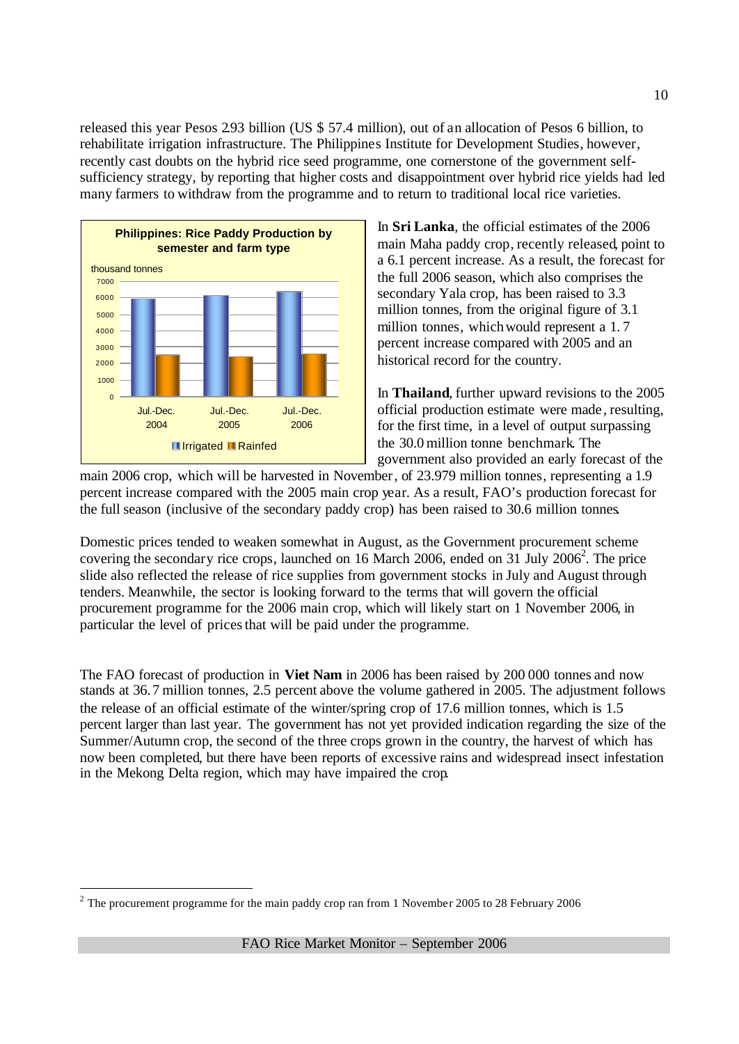released this year Pesos 2.93 billion (US $ 57.4 million), out of an allocation of Pesos 6 billion, to rehabilitate irrigation infrastructure. The Philippines Institute for Development Studies, however, recently cast doubts on the hybrid rice seed programme, one cornerstone of the government self-sufficiency strategy, by reporting that higher costs and disappointment over hybrid rice yields had led many farmers to withdraw from the programme and to return to traditional local rice varieties.

**Philippines: Rice Paddy Production by semester and farm type**

thousand tonnes

| | Irrigated | Rainfed |
|---|---|---|
| Jul.-Dec. 2004 | ~5950 | ~2500 |
| Jul.-Dec. 2005 | ~6100 | ~2400 |
| Jul.-Dec. 2006 | ~6350 | ~2550 |

In **Sri Lanka**, the official estimates of the 2006 main Maha paddy crop, recently released, point to a 6.1 percent increase. As a result, the forecast for the full 2006 season, which also comprises the secondary Yala crop, has been raised to 3.3 million tonnes, from the original figure of 3.1 million tonnes, which would represent a 1.7 percent increase compared with 2005 and an historical record for the country.

In **Thailand**, further upward revisions to the 2005 official production estimate were made, resulting, for the first time, in a level of output surpassing the 30.0 million tonne benchmark. The government also provided an early forecast of the main 2006 crop, which will be harvested in November, of 23.979 million tonnes, representing a 1.9 percent increase compared with the 2005 main crop year. As a result, FAO's production forecast for the full season (inclusive of the secondary paddy crop) has been raised to 30.6 million tonnes.

Domestic prices tended to weaken somewhat in August, as the Government procurement scheme covering the secondary rice crops, launched on 16 March 2006, ended on 31 July 2006[2]. The price slide also reflected the release of rice supplies from government stocks in July and August through tenders. Meanwhile, the sector is looking forward to the terms that will govern the official procurement programme for the 2006 main crop, which will likely start on 1 November 2006, in particular the level of prices that will be paid under the programme.

The FAO forecast of production in **Viet Nam** in 2006 has been raised by 200 000 tonnes and now stands at 36.7 million tonnes, 2.5 percent above the volume gathered in 2005. The adjustment follows the release of an official estimate of the winter/spring crop of 17.6 million tonnes, which is 1.5 percent larger than last year. The government has not yet provided indication regarding the size of the Summer/Autumn crop, the second of the three crops grown in the country, the harvest of which has now been completed, but there have been reports of excessive rains and widespread insect infestation in the Mekong Delta region, which may have impaired the crop.

[2] The procurement programme for the main paddy crop ran from 1 November 2005 to 28 February 2006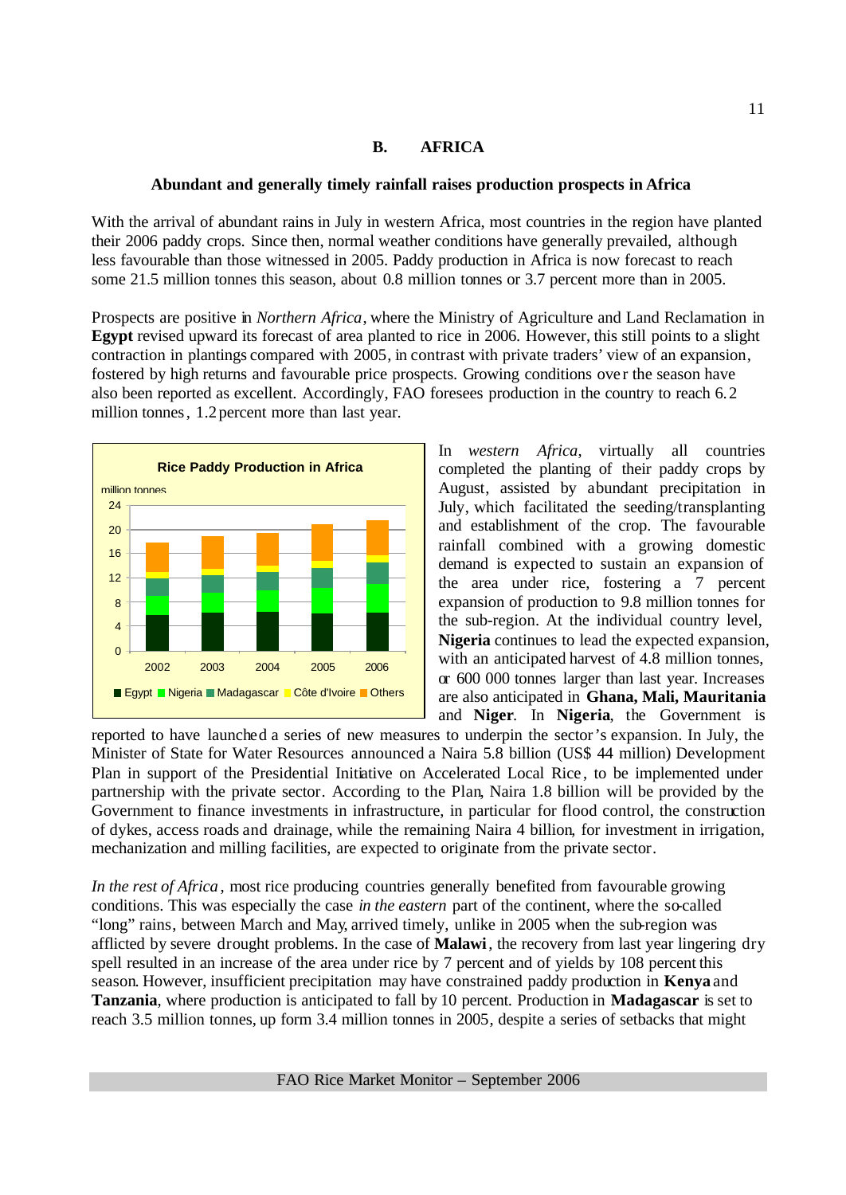## B. AFRICA

**Abundant and generally timely rainfall raises production prospects in Africa**

With the arrival of abundant rains in July in western Africa, most countries in the region have planted their 2006 paddy crops. Since then, normal weather conditions have generally prevailed, although less favourable than those witnessed in 2005. Paddy production in Africa is now forecast to reach some 21.5 million tonnes this season, about 0.8 million tonnes or 3.7 percent more than in 2005.

Prospects are positive in *Northern Africa*, where the Ministry of Agriculture and Land Reclamation in **Egypt** revised upward its forecast of area planted to rice in 2006. However, this still points to a slight contraction in plantings compared with 2005, in contrast with private traders' view of an expansion, fostered by high returns and favourable price prospects. Growing conditions over the season have also been reported as excellent. Accordingly, FAO foresees production in the country to reach 6.2 million tonnes, 1.2 percent more than last year.

Rice Paddy Production in Africa

In *western Africa*, virtually all countries completed the planting of their paddy crops by August, assisted by abundant precipitation in July, which facilitated the seeding/transplanting and establishment of the crop. The favourable rainfall combined with a growing domestic demand is expected to sustain an expansion of the area under rice, fostering a 7 percent expansion of production to 9.8 million tonnes for the sub-region. At the individual country level, **Nigeria** continues to lead the expected expansion, with an anticipated harvest of 4.8 million tonnes, or 600 000 tonnes larger than last year. Increases are also anticipated in **Ghana, Mali, Mauritania** and **Niger**. In **Nigeria**, the Government is reported to have launched a series of new measures to underpin the sector's expansion. In July, the Minister of State for Water Resources announced a Naira 5.8 billion (US$ 44 million) Development Plan in support of the Presidential Initiative on Accelerated Local Rice, to be implemented under partnership with the private sector. According to the Plan, Naira 1.8 billion will be provided by the Government to finance investments in infrastructure, in particular for flood control, the construction of dykes, access roads and drainage, while the remaining Naira 4 billion, for investment in irrigation, mechanization and milling facilities, are expected to originate from the private sector.

*In the rest of Africa*, most rice producing countries generally benefited from favourable growing conditions. This was especially the case *in the eastern* part of the continent, where the so-called "long" rains, between March and May, arrived timely, unlike in 2005 when the sub-region was afflicted by severe drought problems. In the case of **Malawi**, the recovery from last year lingering dry spell resulted in an increase of the area under rice by 7 percent and of yields by 108 percent this season. However, insufficient precipitation may have constrained paddy production in **Kenya** and **Tanzania**, where production is anticipated to fall by 10 percent. Production in **Madagascar** is set to reach 3.5 million tonnes, up form 3.4 million tonnes in 2005, despite a series of setbacks that might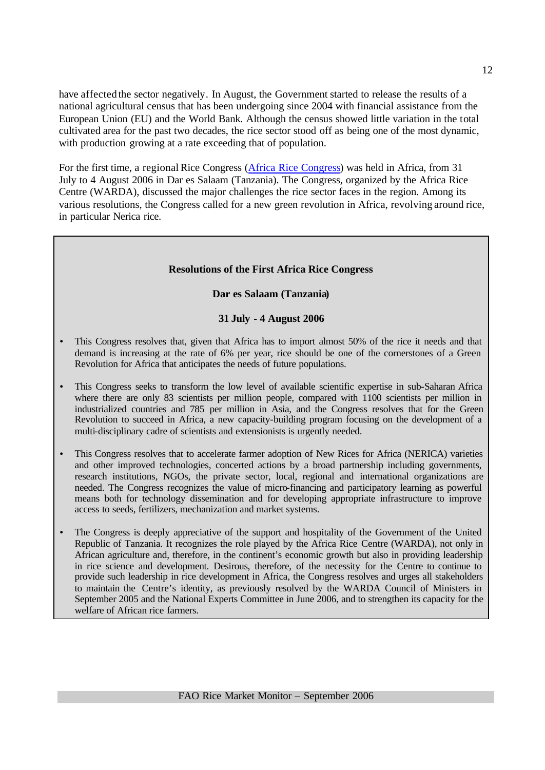have affected the sector negatively. In August, the Government started to release the results of a national agricultural census that has been undergoing since 2004 with financial assistance from the European Union (EU) and the World Bank. Although the census showed little variation in the total cultivated area for the past two decades, the rice sector stood off as being one of the most dynamic, with production growing at a rate exceeding that of population.

For the first time, a regional Rice Congress (Africa Rice Congress) was held in Africa, from 31 July to 4 August 2006 in Dar es Salaam (Tanzania). The Congress, organized by the Africa Rice Centre (WARDA), discussed the major challenges the rice sector faces in the region. Among its various resolutions, the Congress called for a new green revolution in Africa, revolving around rice, in particular Nerica rice.

**Resolutions of the First Africa Rice Congress**

**Dar es Salaam (Tanzania)**

**31 July - 4 August 2006**

- This Congress resolves that, given that Africa has to import almost 50% of the rice it needs and that demand is increasing at the rate of 6% per year, rice should be one of the cornerstones of a Green Revolution for Africa that anticipates the needs of future populations.

- This Congress seeks to transform the low level of available scientific expertise in sub-Saharan Africa where there are only 83 scientists per million people, compared with 1100 scientists per million in industrialized countries and 785 per million in Asia, and the Congress resolves that for the Green Revolution to succeed in Africa, a new capacity-building program focusing on the development of a multi-disciplinary cadre of scientists and extensionists is urgently needed.

- This Congress resolves that to accelerate farmer adoption of New Rices for Africa (NERICA) varieties and other improved technologies, concerted actions by a broad partnership including governments, research institutions, NGOs, the private sector, local, regional and international organizations are needed. The Congress recognizes the value of micro-financing and participatory learning as powerful means both for technology dissemination and for developing appropriate infrastructure to improve access to seeds, fertilizers, mechanization and market systems.

- The Congress is deeply appreciative of the support and hospitality of the Government of the United Republic of Tanzania. It recognizes the role played by the Africa Rice Centre (WARDA), not only in African agriculture and, therefore, in the continent's economic growth but also in providing leadership in rice science and development. Desirous, therefore, of the necessity for the Centre to continue to provide such leadership in rice development in Africa, the Congress resolves and urges all stakeholders to maintain the Centre's identity, as previously resolved by the WARDA Council of Ministers in September 2005 and the National Experts Committee in June 2006, and to strengthen its capacity for the welfare of African rice farmers.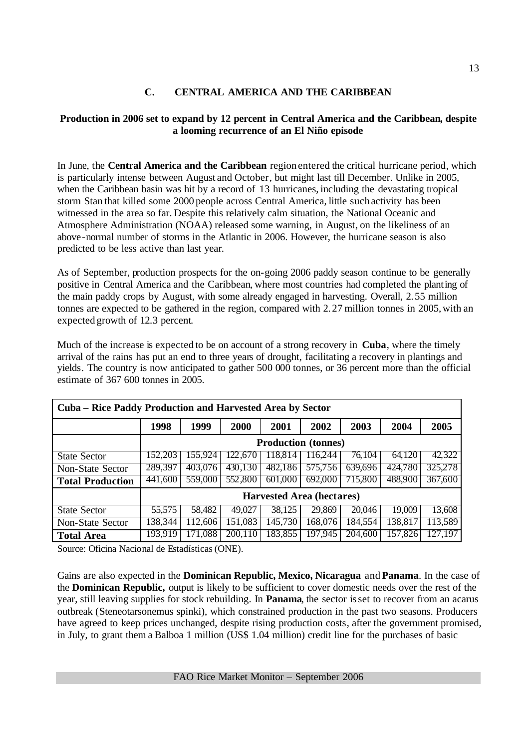## C. CENTRAL AMERICA AND THE CARIBBEAN

**Production in 2006 set to expand by 12 percent in Central America and the Caribbean, despite a looming recurrence of an El Niño episode**

In June, the **Central America and the Caribbean** region entered the critical hurricane period, which is particularly intense between August and October, but might last till December. Unlike in 2005, when the Caribbean basin was hit by a record of 13 hurricanes, including the devastating tropical storm Stan that killed some 2000 people across Central America, little such activity has been witnessed in the area so far. Despite this relatively calm situation, the National Oceanic and Atmosphere Administration (NOAA) released some warning, in August, on the likeliness of an above-normal number of storms in the Atlantic in 2006. However, the hurricane season is also predicted to be less active than last year.

As of September, production prospects for the on-going 2006 paddy season continue to be generally positive in Central America and the Caribbean, where most countries had completed the planting of the main paddy crops by August, with some already engaged in harvesting. Overall, 2.55 million tonnes are expected to be gathered in the region, compared with 2.27 million tonnes in 2005, with an expected growth of 12.3 percent.

Much of the increase is expected to be on account of a strong recovery in **Cuba**, where the timely arrival of the rains has put an end to three years of drought, facilitating a recovery in plantings and yields. The country is now anticipated to gather 500 000 tonnes, or 36 percent more than the official estimate of 367 600 tonnes in 2005.

| Cuba – Rice Paddy Production and Harvested Area by Sector | | | | | | | | |
|---|---|---|---|---|---|---|---|---|
| | **1998** | **1999** | **2000** | **2001** | **2002** | **2003** | **2004** | **2005** |
| | **Production (tonnes)** | | | | | | | |
| State Sector | 152,203 | 155,924 | 122,670 | 118,814 | 116,244 | 76,104 | 64,120 | 42,322 |
| Non-State Sector | 289,397 | 403,076 | 430,130 | 482,186 | 575,756 | 639,696 | 424,780 | 325,278 |
| **Total Production** | 441,600 | 559,000 | 552,800 | 601,000 | 692,000 | 715,800 | 488,900 | 367,600 |
| | **Harvested Area (hectares)** | | | | | | | |
| State Sector | 55,575 | 58,482 | 49,027 | 38,125 | 29,869 | 20,046 | 19,009 | 13,608 |
| Non-State Sector | 138,344 | 112,606 | 151,083 | 145,730 | 168,076 | 184,554 | 138,817 | 113,589 |
| **Total Area** | 193,919 | 171,088 | 200,110 | 183,855 | 197,945 | 204,600 | 157,826 | 127,197 |

Source: Oficina Nacional de Estadísticas (ONE).

Gains are also expected in the **Dominican Republic, Mexico, Nicaragua** and **Panama**. In the case of the **Dominican Republic,** output is likely to be sufficient to cover domestic needs over the rest of the year, still leaving supplies for stock rebuilding. In **Panama**, the sector is set to recover from an acarus outbreak (Steneotarsonemus spinki), which constrained production in the past two seasons. Producers have agreed to keep prices unchanged, despite rising production costs, after the government promised, in July, to grant them a Balboa 1 million (US$ 1.04 million) credit line for the purchases of basic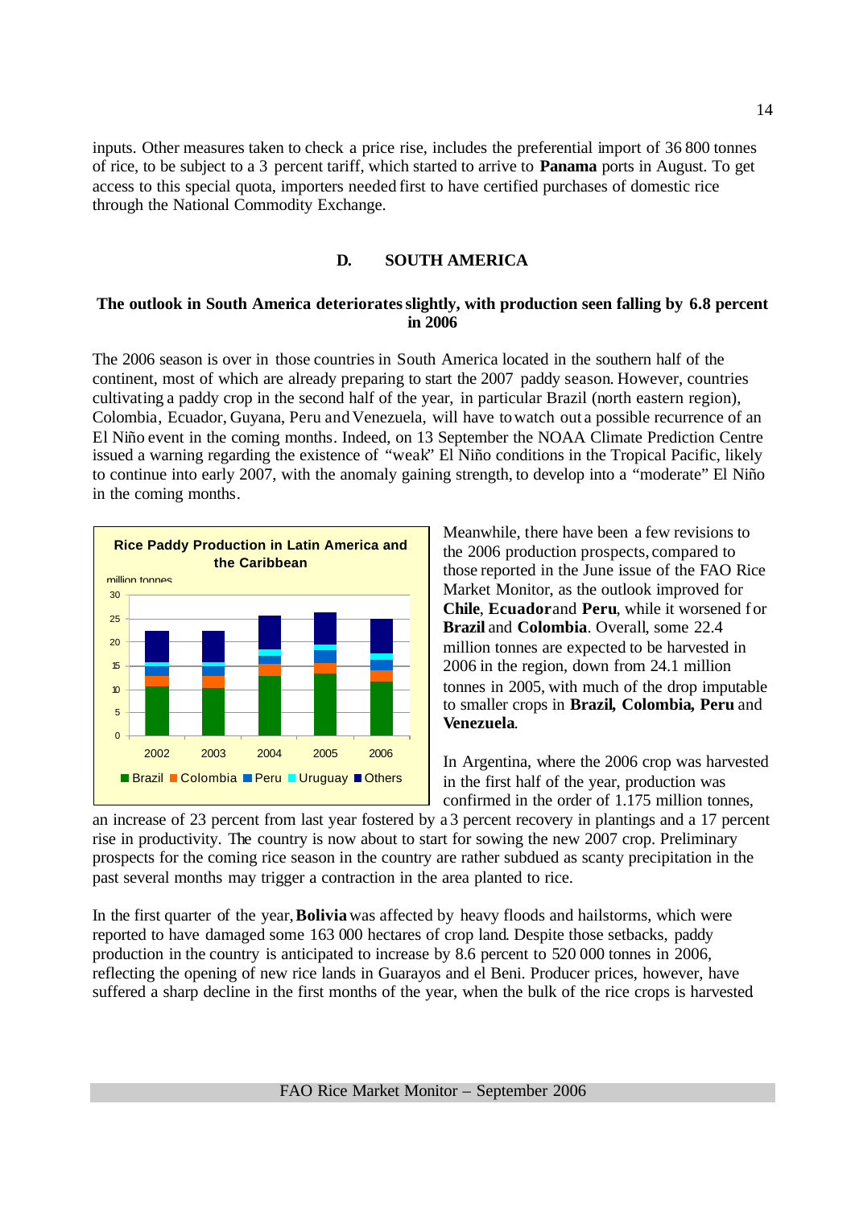inputs. Other measures taken to check a price rise, includes the preferential import of 36 800 tonnes of rice, to be subject to a 3 percent tariff, which started to arrive to **Panama** ports in August. To get access to this special quota, importers needed first to have certified purchases of domestic rice through the National Commodity Exchange.

## D. SOUTH AMERICA

### The outlook in South America deteriorates slightly, with production seen falling by 6.8 percent in 2006

The 2006 season is over in those countries in South America located in the southern half of the continent, most of which are already preparing to start the 2007 paddy season. However, countries cultivating a paddy crop in the second half of the year, in particular Brazil (north eastern region), Colombia, Ecuador, Guyana, Peru and Venezuela, will have to watch out a possible recurrence of an El Niño event in the coming months. Indeed, on 13 September the NOAA Climate Prediction Centre issued a warning regarding the existence of "weak" El Niño conditions in the Tropical Pacific, likely to continue into early 2007, with the anomaly gaining strength, to develop into a "moderate" El Niño in the coming months.

**Rice Paddy Production in Latin America and the Caribbean**

million tonnes

(Chart: 2002–2006; Brazil, Colombia, Peru, Uruguay, Others)

Meanwhile, there have been a few revisions to the 2006 production prospects, compared to those reported in the June issue of the FAO Rice Market Monitor, as the outlook improved for **Chile**, **Ecuador** and **Peru**, while it worsened for **Brazil** and **Colombia**. Overall, some 22.4 million tonnes are expected to be harvested in 2006 in the region, down from 24.1 million tonnes in 2005, with much of the drop imputable to smaller crops in **Brazil, Colombia, Peru** and **Venezuela**.

In Argentina, where the 2006 crop was harvested in the first half of the year, production was confirmed in the order of 1.175 million tonnes, an increase of 23 percent from last year fostered by a 3 percent recovery in plantings and a 17 percent rise in productivity. The country is now about to start for sowing the new 2007 crop. Preliminary prospects for the coming rice season in the country are rather subdued as scanty precipitation in the past several months may trigger a contraction in the area planted to rice.

In the first quarter of the year, **Bolivia** was affected by heavy floods and hailstorms, which were reported to have damaged some 163 000 hectares of crop land. Despite those setbacks, paddy production in the country is anticipated to increase by 8.6 percent to 520 000 tonnes in 2006, reflecting the opening of new rice lands in Guarayos and el Beni. Producer prices, however, have suffered a sharp decline in the first months of the year, when the bulk of the rice crops is harvested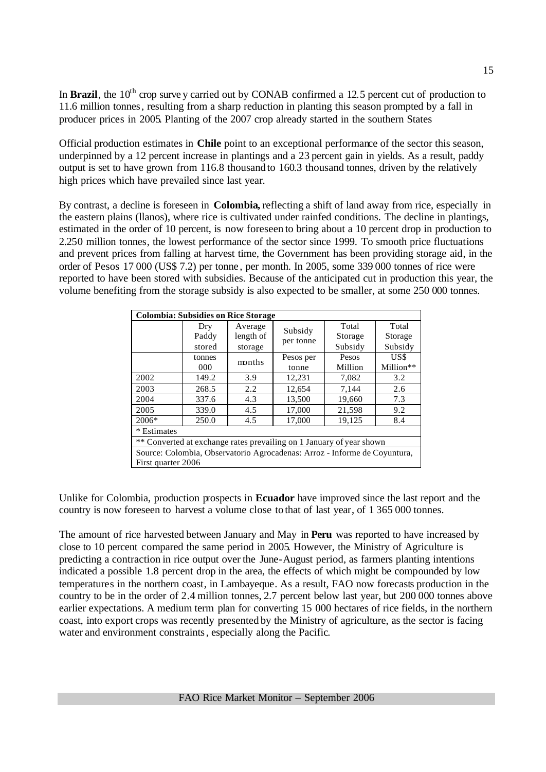In **Brazil**, the 10th crop survey carried out by CONAB confirmed a 12.5 percent cut of production to 11.6 million tonnes, resulting from a sharp reduction in planting this season prompted by a fall in producer prices in 2005. Planting of the 2007 crop already started in the southern States

Official production estimates in **Chile** point to an exceptional performance of the sector this season, underpinned by a 12 percent increase in plantings and a 23 percent gain in yields. As a result, paddy output is set to have grown from 116.8 thousand to 160.3 thousand tonnes, driven by the relatively high prices which have prevailed since last year.

By contrast, a decline is foreseen in **Colombia,** reflecting a shift of land away from rice, especially in the eastern plains (llanos), where rice is cultivated under rainfed conditions. The decline in plantings, estimated in the order of 10 percent, is now foreseen to bring about a 10 percent drop in production to 2.250 million tonnes, the lowest performance of the sector since 1999. To smooth price fluctuations and prevent prices from falling at harvest time, the Government has been providing storage aid, in the order of Pesos 17 000 (US$ 7.2) per tonne, per month. In 2005, some 339 000 tonnes of rice were reported to have been stored with subsidies. Because of the anticipated cut in production this year, the volume benefiting from the storage subsidy is also expected to be smaller, at some 250 000 tonnes.

| **Colombia: Subsidies on Rice Storage** | | | | | |
|---|---|---|---|---|---|
| | Dry Paddy stored | Average length of storage | Subsidy per tonne | Total Storage Subsidy | Total Storage Subsidy |
| | tonnes 000 | months | Pesos per tonne | Pesos Million | US$ Million** |
| 2002 | 149.2 | 3.9 | 12,231 | 7,082 | 3.2 |
| 2003 | 268.5 | 2.2 | 12,654 | 7,144 | 2.6 |
| 2004 | 337.6 | 4.3 | 13,500 | 19,660 | 7.3 |
| 2005 | 339.0 | 4.5 | 17,000 | 21,598 | 9.2 |
| 2006* | 250.0 | 4.5 | 17,000 | 19,125 | 8.4 |

\* Estimates

** Converted at exchange rates prevailing on 1 January of year shown

Source: Colombia, Observatorio Agrocadenas: Arroz - Informe de Coyuntura, First quarter 2006

Unlike for Colombia, production prospects in **Ecuador** have improved since the last report and the country is now foreseen to harvest a volume close to that of last year, of 1 365 000 tonnes.

The amount of rice harvested between January and May in **Peru** was reported to have increased by close to 10 percent compared the same period in 2005. However, the Ministry of Agriculture is predicting a contraction in rice output over the June-August period, as farmers planting intentions indicated a possible 1.8 percent drop in the area, the effects of which might be compounded by low temperatures in the northern coast, in Lambayeque. As a result, FAO now forecasts production in the country to be in the order of 2.4 million tonnes, 2.7 percent below last year, but 200 000 tonnes above earlier expectations. A medium term plan for converting 15 000 hectares of rice fields, in the northern coast, into export crops was recently presented by the Ministry of agriculture, as the sector is facing water and environment constraints, especially along the Pacific.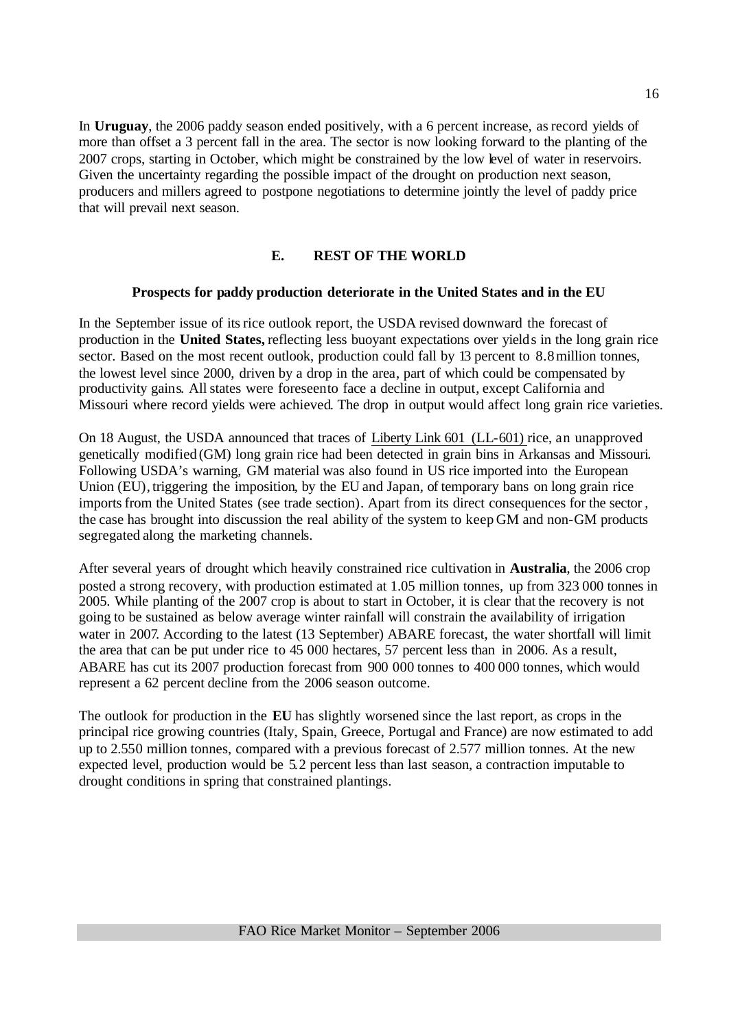In **Uruguay**, the 2006 paddy season ended positively, with a 6 percent increase, as record yields of more than offset a 3 percent fall in the area. The sector is now looking forward to the planting of the 2007 crops, starting in October, which might be constrained by the low level of water in reservoirs. Given the uncertainty regarding the possible impact of the drought on production next season, producers and millers agreed to postpone negotiations to determine jointly the level of paddy price that will prevail next season.

## E. REST OF THE WORLD

### Prospects for paddy production deteriorate in the United States and in the EU

In the September issue of its rice outlook report, the USDA revised downward the forecast of production in the **United States,** reflecting less buoyant expectations over yields in the long grain rice sector. Based on the most recent outlook, production could fall by 13 percent to 8.8 million tonnes, the lowest level since 2000, driven by a drop in the area, part of which could be compensated by productivity gains. All states were foreseen to face a decline in output, except California and Missouri where record yields were achieved. The drop in output would affect long grain rice varieties.

On 18 August, the USDA announced that traces of Liberty Link 601 (LL-601) rice, an unapproved genetically modified (GM) long grain rice had been detected in grain bins in Arkansas and Missouri. Following USDA's warning, GM material was also found in US rice imported into the European Union (EU), triggering the imposition, by the EU and Japan, of temporary bans on long grain rice imports from the United States (see trade section). Apart from its direct consequences for the sector, the case has brought into discussion the real ability of the system to keep GM and non-GM products segregated along the marketing channels.

After several years of drought which heavily constrained rice cultivation in **Australia**, the 2006 crop posted a strong recovery, with production estimated at 1.05 million tonnes, up from 323 000 tonnes in 2005. While planting of the 2007 crop is about to start in October, it is clear that the recovery is not going to be sustained as below average winter rainfall will constrain the availability of irrigation water in 2007. According to the latest (13 September) ABARE forecast, the water shortfall will limit the area that can be put under rice to 45 000 hectares, 57 percent less than in 2006. As a result, ABARE has cut its 2007 production forecast from 900 000 tonnes to 400 000 tonnes, which would represent a 62 percent decline from the 2006 season outcome.

The outlook for production in the **EU** has slightly worsened since the last report, as crops in the principal rice growing countries (Italy, Spain, Greece, Portugal and France) are now estimated to add up to 2.550 million tonnes, compared with a previous forecast of 2.577 million tonnes. At the new expected level, production would be 5.2 percent less than last season, a contraction imputable to drought conditions in spring that constrained plantings.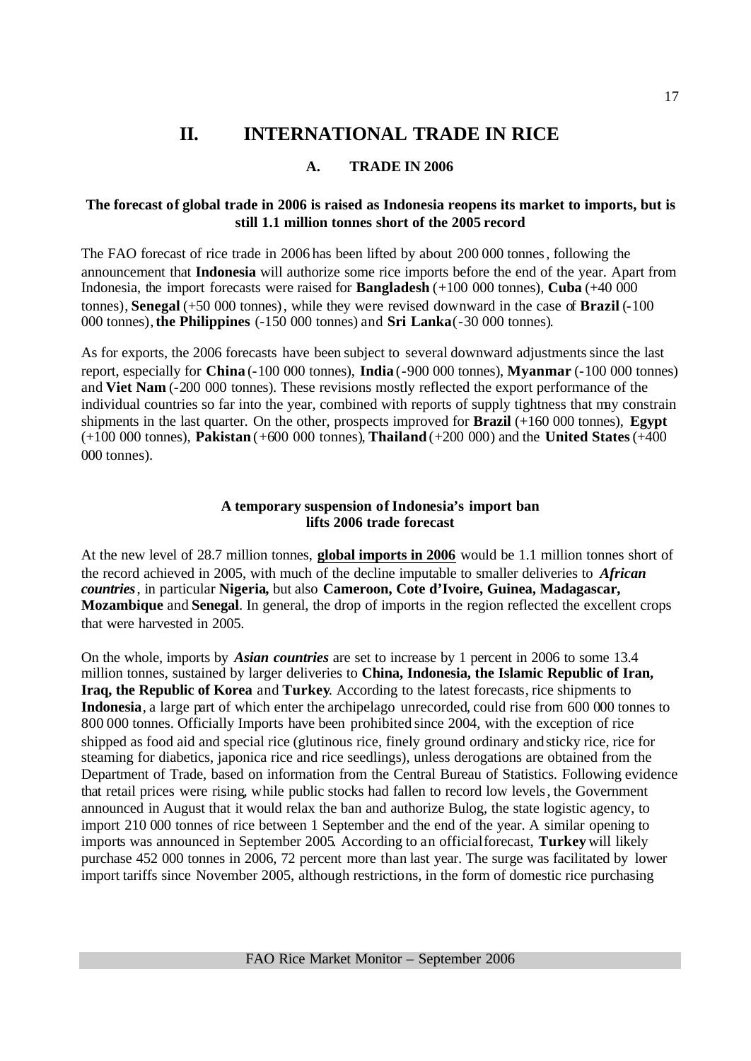# II. INTERNATIONAL TRADE IN RICE

## A. TRADE IN 2006

### The forecast of global trade in 2006 is raised as Indonesia reopens its market to imports, but is still 1.1 million tonnes short of the 2005 record

The FAO forecast of rice trade in 2006 has been lifted by about 200 000 tonnes, following the announcement that **Indonesia** will authorize some rice imports before the end of the year. Apart from Indonesia, the import forecasts were raised for **Bangladesh** (+100 000 tonnes), **Cuba** (+40 000 tonnes), **Senegal** (+50 000 tonnes), while they were revised downward in the case of **Brazil** (-100 000 tonnes), **the Philippines** (-150 000 tonnes) and **Sri Lanka** (-30 000 tonnes).

As for exports, the 2006 forecasts have been subject to several downward adjustments since the last report, especially for **China** (-100 000 tonnes), **India** (-900 000 tonnes), **Myanmar** (-100 000 tonnes) and **Viet Nam** (-200 000 tonnes). These revisions mostly reflected the export performance of the individual countries so far into the year, combined with reports of supply tightness that may constrain shipments in the last quarter. On the other, prospects improved for **Brazil** (+160 000 tonnes), **Egypt** (+100 000 tonnes), **Pakistan** (+600 000 tonnes), **Thailand** (+200 000) and the **United States** (+400 000 tonnes).

### A temporary suspension of Indonesia's import ban lifts 2006 trade forecast

At the new level of 28.7 million tonnes, **global imports in 2006** would be 1.1 million tonnes short of the record achieved in 2005, with much of the decline imputable to smaller deliveries to ***African countries***, in particular **Nigeria,** but also **Cameroon, Cote d'Ivoire, Guinea, Madagascar, Mozambique** and **Senegal**. In general, the drop of imports in the region reflected the excellent crops that were harvested in 2005.

On the whole, imports by ***Asian countries*** are set to increase by 1 percent in 2006 to some 13.4 million tonnes, sustained by larger deliveries to **China, Indonesia, the Islamic Republic of Iran, Iraq, the Republic of Korea** and **Turkey**. According to the latest forecasts, rice shipments to **Indonesia**, a large part of which enter the archipelago unrecorded, could rise from 600 000 tonnes to 800 000 tonnes. Officially Imports have been prohibited since 2004, with the exception of rice shipped as food aid and special rice (glutinous rice, finely ground ordinary and sticky rice, rice for steaming for diabetics, japonica rice and rice seedlings), unless derogations are obtained from the Department of Trade, based on information from the Central Bureau of Statistics. Following evidence that retail prices were rising, while public stocks had fallen to record low levels, the Government announced in August that it would relax the ban and authorize Bulog, the state logistic agency, to import 210 000 tonnes of rice between 1 September and the end of the year. A similar opening to imports was announced in September 2005. According to an official forecast, **Turkey** will likely purchase 452 000 tonnes in 2006, 72 percent more than last year. The surge was facilitated by lower import tariffs since November 2005, although restrictions, in the form of domestic rice purchasing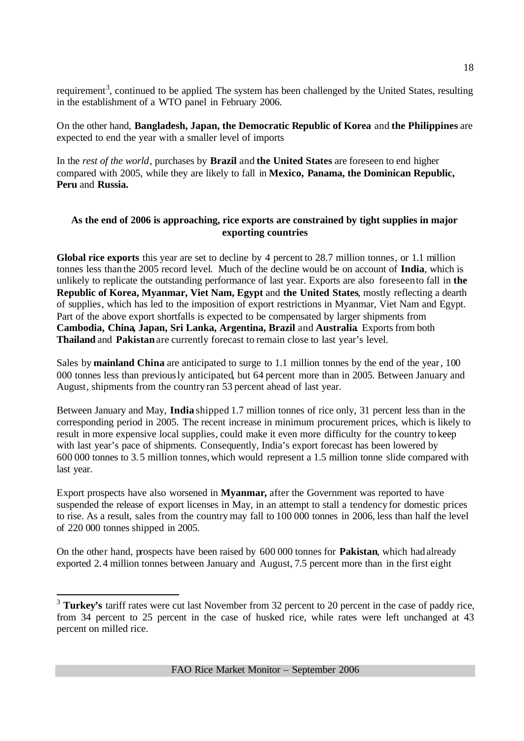requirement[3], continued to be applied. The system has been challenged by the United States, resulting in the establishment of a WTO panel in February 2006.

On the other hand, **Bangladesh, Japan, the Democratic Republic of Korea** and **the Philippines** are expected to end the year with a smaller level of imports

In the *rest of the world*, purchases by **Brazil** and **the United States** are foreseen to end higher compared with 2005, while they are likely to fall in **Mexico, Panama, the Dominican Republic, Peru** and **Russia.**

### As the end of 2006 is approaching, rice exports are constrained by tight supplies in major exporting countries

**Global rice exports** this year are set to decline by 4 percent to 28.7 million tonnes, or 1.1 million tonnes less than the 2005 record level. Much of the decline would be on account of **India**, which is unlikely to replicate the outstanding performance of last year. Exports are also foreseen to fall in **the Republic of Korea, Myanmar, Viet Nam, Egypt** and **the United States**, mostly reflecting a dearth of supplies, which has led to the imposition of export restrictions in Myanmar, Viet Nam and Egypt. Part of the above export shortfalls is expected to be compensated by larger shipments from **Cambodia, China, Japan, Sri Lanka, Argentina, Brazil** and **Australia**. Exports from both **Thailand** and **Pakistan** are currently forecast to remain close to last year's level.

Sales by **mainland China** are anticipated to surge to 1.1 million tonnes by the end of the year, 100 000 tonnes less than previously anticipated, but 64 percent more than in 2005. Between January and August, shipments from the country ran 53 percent ahead of last year.

Between January and May, **India** shipped 1.7 million tonnes of rice only, 31 percent less than in the corresponding period in 2005. The recent increase in minimum procurement prices, which is likely to result in more expensive local supplies, could make it even more difficulty for the country to keep with last year's pace of shipments. Consequently, India's export forecast has been lowered by 600 000 tonnes to 3.5 million tonnes, which would represent a 1.5 million tonne slide compared with last year.

Export prospects have also worsened in **Myanmar,** after the Government was reported to have suspended the release of export licenses in May, in an attempt to stall a tendency for domestic prices to rise. As a result, sales from the country may fall to 100 000 tonnes in 2006, less than half the level of 220 000 tonnes shipped in 2005.

On the other hand, prospects have been raised by 600 000 tonnes for **Pakistan**, which had already exported 2.4 million tonnes between January and August, 7.5 percent more than in the first eight

---

[3] **Turkey's** tariff rates were cut last November from 32 percent to 20 percent in the case of paddy rice, from 34 percent to 25 percent in the case of husked rice, while rates were left unchanged at 43 percent on milled rice.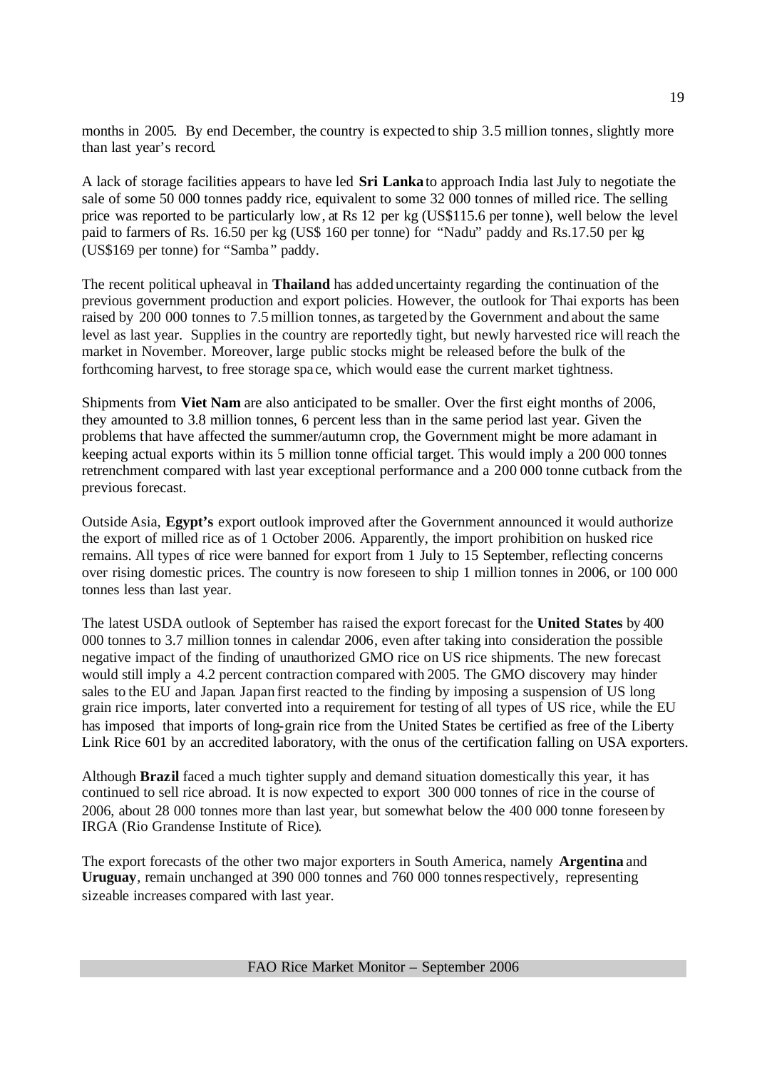months in 2005. By end December, the country is expected to ship 3.5 million tonnes, slightly more than last year's record.

A lack of storage facilities appears to have led **Sri Lanka** to approach India last July to negotiate the sale of some 50 000 tonnes paddy rice, equivalent to some 32 000 tonnes of milled rice. The selling price was reported to be particularly low, at Rs 12 per kg (US$115.6 per tonne), well below the level paid to farmers of Rs. 16.50 per kg (US$ 160 per tonne) for "Nadu" paddy and Rs.17.50 per kg (US$169 per tonne) for "Samba" paddy.

The recent political upheaval in **Thailand** has added uncertainty regarding the continuation of the previous government production and export policies. However, the outlook for Thai exports has been raised by 200 000 tonnes to 7.5 million tonnes, as targeted by the Government and about the same level as last year. Supplies in the country are reportedly tight, but newly harvested rice will reach the market in November. Moreover, large public stocks might be released before the bulk of the forthcoming harvest, to free storage space, which would ease the current market tightness.

Shipments from **Viet Nam** are also anticipated to be smaller. Over the first eight months of 2006, they amounted to 3.8 million tonnes, 6 percent less than in the same period last year. Given the problems that have affected the summer/autumn crop, the Government might be more adamant in keeping actual exports within its 5 million tonne official target. This would imply a 200 000 tonnes retrenchment compared with last year exceptional performance and a 200 000 tonne cutback from the previous forecast.

Outside Asia, **Egypt's** export outlook improved after the Government announced it would authorize the export of milled rice as of 1 October 2006. Apparently, the import prohibition on husked rice remains. All types of rice were banned for export from 1 July to 15 September, reflecting concerns over rising domestic prices. The country is now foreseen to ship 1 million tonnes in 2006, or 100 000 tonnes less than last year.

The latest USDA outlook of September has raised the export forecast for the **United States** by 400 000 tonnes to 3.7 million tonnes in calendar 2006, even after taking into consideration the possible negative impact of the finding of unauthorized GMO rice on US rice shipments. The new forecast would still imply a 4.2 percent contraction compared with 2005. The GMO discovery may hinder sales to the EU and Japan. Japan first reacted to the finding by imposing a suspension of US long grain rice imports, later converted into a requirement for testing of all types of US rice, while the EU has imposed that imports of long-grain rice from the United States be certified as free of the Liberty Link Rice 601 by an accredited laboratory, with the onus of the certification falling on USA exporters.

Although **Brazil** faced a much tighter supply and demand situation domestically this year, it has continued to sell rice abroad. It is now expected to export 300 000 tonnes of rice in the course of 2006, about 28 000 tonnes more than last year, but somewhat below the 400 000 tonne foreseen by IRGA (Rio Grandense Institute of Rice).

The export forecasts of the other two major exporters in South America, namely **Argentina** and **Uruguay**, remain unchanged at 390 000 tonnes and 760 000 tonnes respectively, representing sizeable increases compared with last year.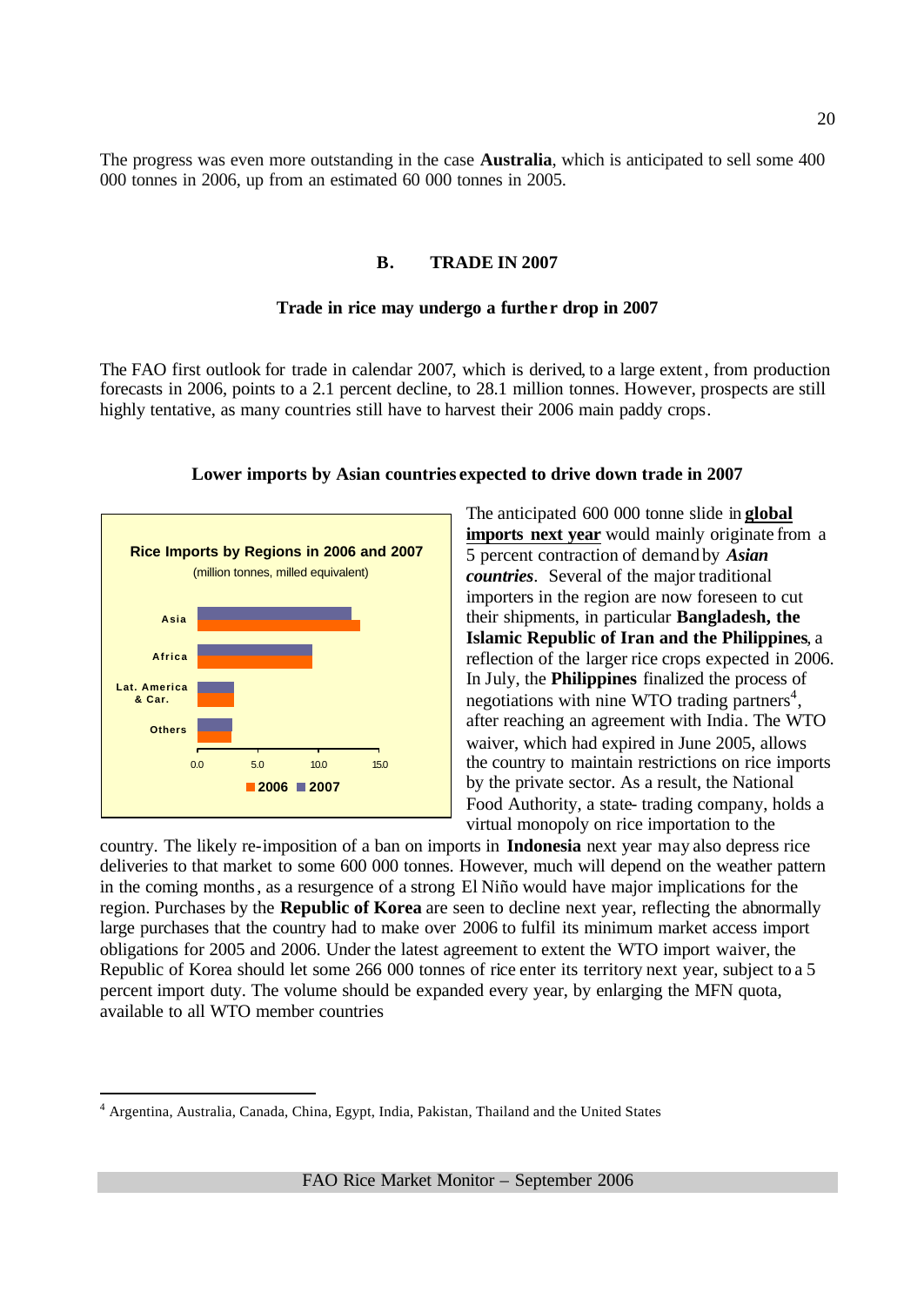The progress was even more outstanding in the case **Australia**, which is anticipated to sell some 400 000 tonnes in 2006, up from an estimated 60 000 tonnes in 2005.

## B. TRADE IN 2007

### Trade in rice may undergo a further drop in 2007

The FAO first outlook for trade in calendar 2007, which is derived, to a large extent, from production forecasts in 2006, points to a 2.1 percent decline, to 28.1 million tonnes. However, prospects are still highly tentative, as many countries still have to harvest their 2006 main paddy crops.

### Lower imports by Asian countries expected to drive down trade in 2007

**Rice Imports by Regions in 2006 and 2007**
(million tonnes, milled equivalent)

Chart categories: Asia, Africa, Lat. America & Car., Others; axis 0.0, 5.0, 10.0, 15.0; series 2006, 2007

The anticipated 600 000 tonne slide in **global imports next year** would mainly originate from a 5 percent contraction of demand by ***Asian countries***. Several of the major traditional importers in the region are now foreseen to cut their shipments, in particular **Bangladesh, the Islamic Republic of Iran and the Philippines**, a reflection of the larger rice crops expected in 2006. In July, the **Philippines** finalized the process of negotiations with nine WTO trading partners[4], after reaching an agreement with India. The WTO waiver, which had expired in June 2005, allows the country to maintain restrictions on rice imports by the private sector. As a result, the National Food Authority, a state- trading company, holds a virtual monopoly on rice importation to the country. The likely re-imposition of a ban on imports in **Indonesia** next year may also depress rice deliveries to that market to some 600 000 tonnes. However, much will depend on the weather pattern in the coming months, as a resurgence of a strong El Niño would have major implications for the region. Purchases by the **Republic of Korea** are seen to decline next year, reflecting the abnormally large purchases that the country had to make over 2006 to fulfil its minimum market access import obligations for 2005 and 2006. Under the latest agreement to extent the WTO import waiver, the Republic of Korea should let some 266 000 tonnes of rice enter its territory next year, subject to a 5 percent import duty. The volume should be expanded every year, by enlarging the MFN quota, available to all WTO member countries

---

[4] Argentina, Australia, Canada, China, Egypt, India, Pakistan, Thailand and the United States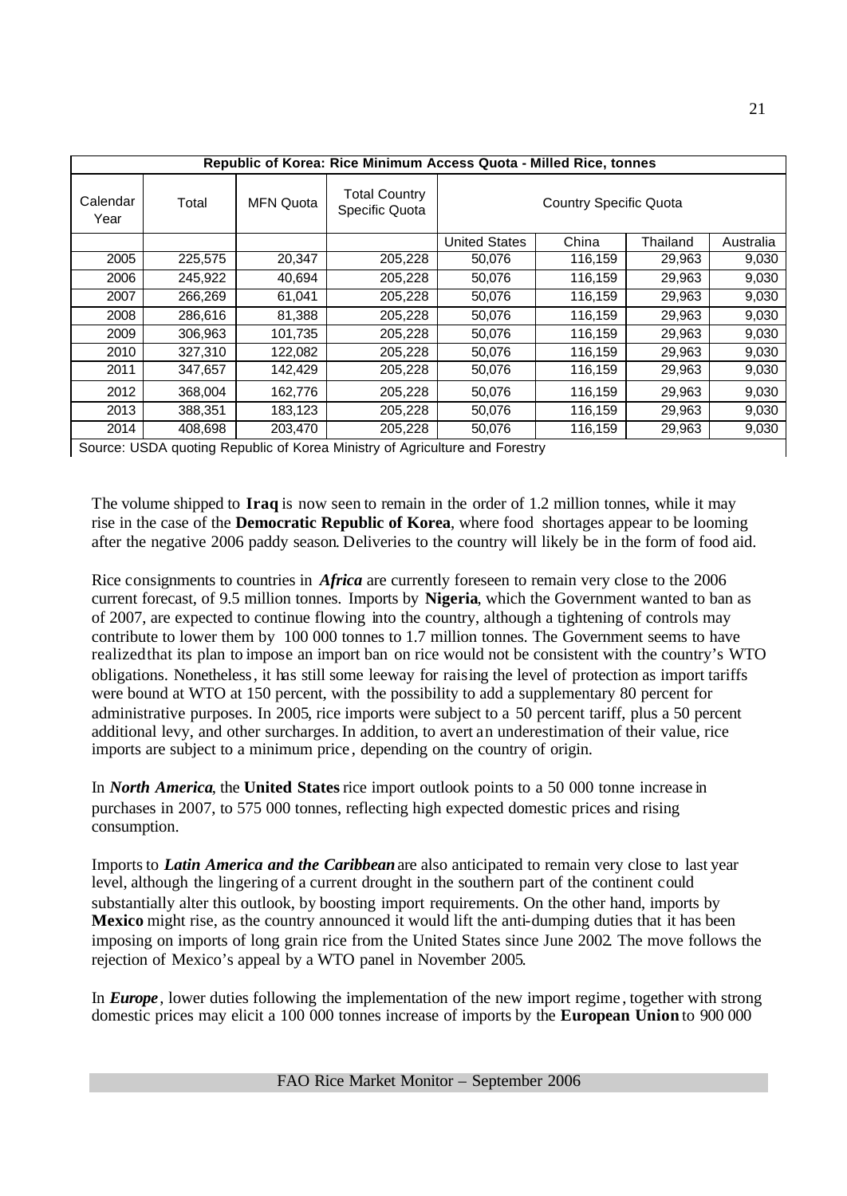| Republic of Korea: Rice Minimum Access Quota - Milled Rice, tonnes | | | | | | | |
|---|---|---|---|---|---|---|---|
| Calendar Year | Total | MFN Quota | Total Country Specific Quota | Country Specific Quota | | | |
| | | | | United States | China | Thailand | Australia |
| 2005 | 225,575 | 20,347 | 205,228 | 50,076 | 116,159 | 29,963 | 9,030 |
| 2006 | 245,922 | 40,694 | 205,228 | 50,076 | 116,159 | 29,963 | 9,030 |
| 2007 | 266,269 | 61,041 | 205,228 | 50,076 | 116,159 | 29,963 | 9,030 |
| 2008 | 286,616 | 81,388 | 205,228 | 50,076 | 116,159 | 29,963 | 9,030 |
| 2009 | 306,963 | 101,735 | 205,228 | 50,076 | 116,159 | 29,963 | 9,030 |
| 2010 | 327,310 | 122,082 | 205,228 | 50,076 | 116,159 | 29,963 | 9,030 |
| 2011 | 347,657 | 142,429 | 205,228 | 50,076 | 116,159 | 29,963 | 9,030 |
| 2012 | 368,004 | 162,776 | 205,228 | 50,076 | 116,159 | 29,963 | 9,030 |
| 2013 | 388,351 | 183,123 | 205,228 | 50,076 | 116,159 | 29,963 | 9,030 |
| 2014 | 408,698 | 203,470 | 205,228 | 50,076 | 116,159 | 29,963 | 9,030 |

Source: USDA quoting Republic of Korea Ministry of Agriculture and Forestry

The volume shipped to **Iraq** is now seen to remain in the order of 1.2 million tonnes, while it may rise in the case of the **Democratic Republic of Korea**, where food shortages appear to be looming after the negative 2006 paddy season. Deliveries to the country will likely be in the form of food aid.

Rice consignments to countries in ***Africa*** are currently foreseen to remain very close to the 2006 current forecast, of 9.5 million tonnes. Imports by **Nigeria**, which the Government wanted to ban as of 2007, are expected to continue flowing into the country, although a tightening of controls may contribute to lower them by 100 000 tonnes to 1.7 million tonnes. The Government seems to have realized that its plan to impose an import ban on rice would not be consistent with the country's WTO obligations. Nonetheless, it has still some leeway for raising the level of protection as import tariffs were bound at WTO at 150 percent, with the possibility to add a supplementary 80 percent for administrative purposes. In 2005, rice imports were subject to a 50 percent tariff, plus a 50 percent additional levy, and other surcharges. In addition, to avert an underestimation of their value, rice imports are subject to a minimum price, depending on the country of origin.

In ***North America***, the **United States** rice import outlook points to a 50 000 tonne increase in purchases in 2007, to 575 000 tonnes, reflecting high expected domestic prices and rising consumption.

Imports to ***Latin America and the Caribbean*** are also anticipated to remain very close to last year level, although the lingering of a current drought in the southern part of the continent could substantially alter this outlook, by boosting import requirements. On the other hand, imports by **Mexico** might rise, as the country announced it would lift the anti-dumping duties that it has been imposing on imports of long grain rice from the United States since June 2002. The move follows the rejection of Mexico's appeal by a WTO panel in November 2005.

In ***Europe***, lower duties following the implementation of the new import regime, together with strong domestic prices may elicit a 100 000 tonnes increase of imports by the **European Union** to 900 000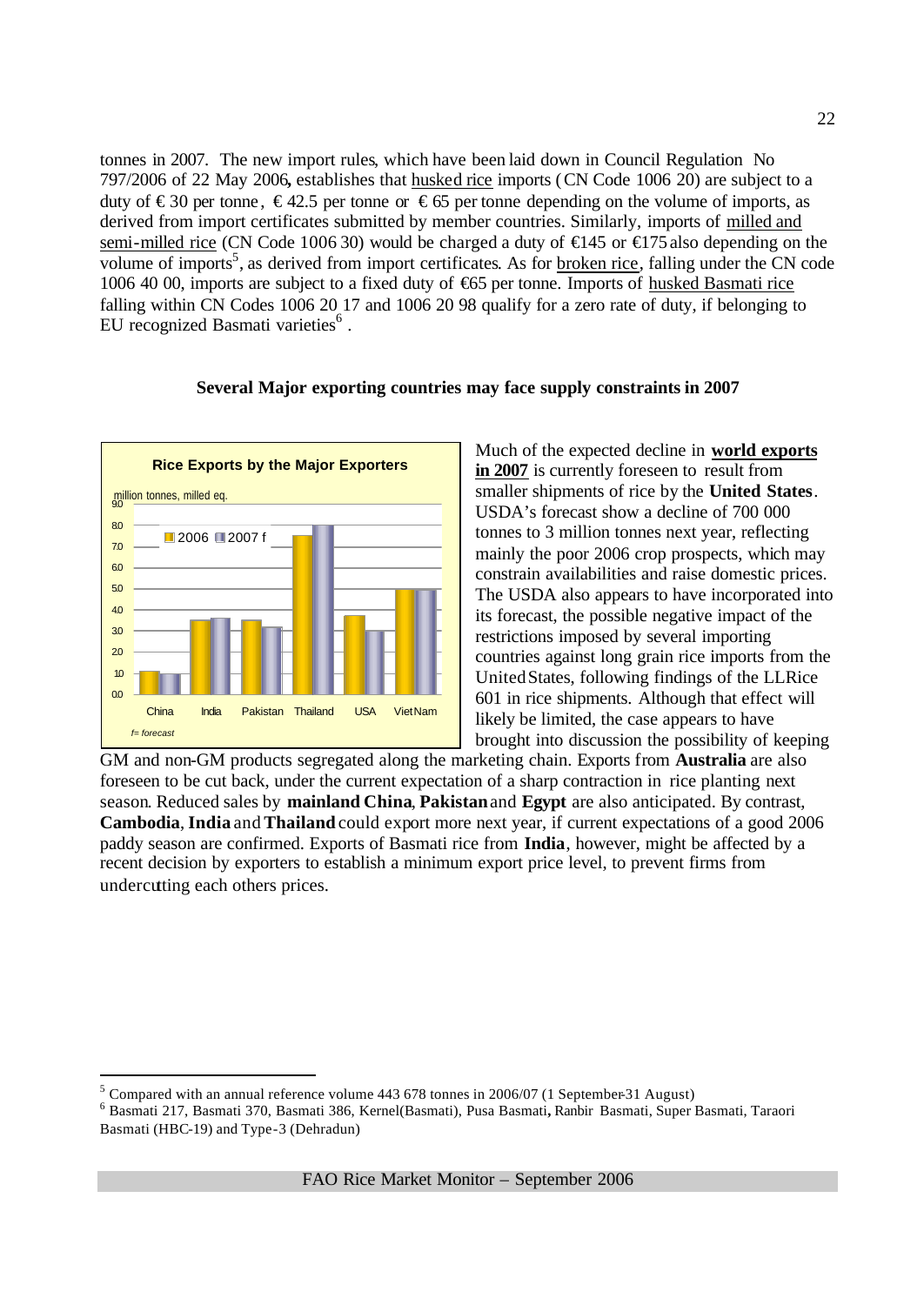tonnes in 2007. The new import rules, which have been laid down in Council Regulation No 797/2006 of 22 May 2006, establishes that husked rice imports (CN Code 1006 20) are subject to a duty of € 30 per tonne, € 42.5 per tonne or € 65 per tonne depending on the volume of imports, as derived from import certificates submitted by member countries. Similarly, imports of milled and semi-milled rice (CN Code 1006 30) would be charged a duty of €145 or €175 also depending on the volume of imports[5], as derived from import certificates. As for broken rice, falling under the CN code 1006 40 00, imports are subject to a fixed duty of €65 per tonne. Imports of husked Basmati rice falling within CN Codes 1006 20 17 and 1006 20 98 qualify for a zero rate of duty, if belonging to EU recognized Basmati varieties[6].

**Several Major exporting countries may face supply constraints in 2007**

**Rice Exports by the Major Exporters**

million tonnes, milled eq.

2006 | 2007 f

China, India, Pakistan, Thailand, USA, Viet Nam

*f= forecast*

Much of the expected decline in **world exports in 2007** is currently foreseen to result from smaller shipments of rice by the **United States**. USDA's forecast show a decline of 700 000 tonnes to 3 million tonnes next year, reflecting mainly the poor 2006 crop prospects, which may constrain availabilities and raise domestic prices. The USDA also appears to have incorporated into its forecast, the possible negative impact of the restrictions imposed by several importing countries against long grain rice imports from the United States, following findings of the LLRice 601 in rice shipments. Although that effect will likely be limited, the case appears to have brought into discussion the possibility of keeping GM and non-GM products segregated along the marketing chain. Exports from **Australia** are also foreseen to be cut back, under the current expectation of a sharp contraction in rice planting next season. Reduced sales by **mainland China**, **Pakistan** and **Egypt** are also anticipated. By contrast, **Cambodia**, **India** and **Thailand** could export more next year, if current expectations of a good 2006 paddy season are confirmed. Exports of Basmati rice from **India**, however, might be affected by a recent decision by exporters to establish a minimum export price level, to prevent firms from undercutting each others prices.

---

[5] Compared with an annual reference volume 443 678 tonnes in 2006/07 (1 September-31 August)

[6] Basmati 217, Basmati 370, Basmati 386, Kernel(Basmati), Pusa Basmati, Ranbir Basmati, Super Basmati, Taraori Basmati (HBC-19) and Type-3 (Dehradun)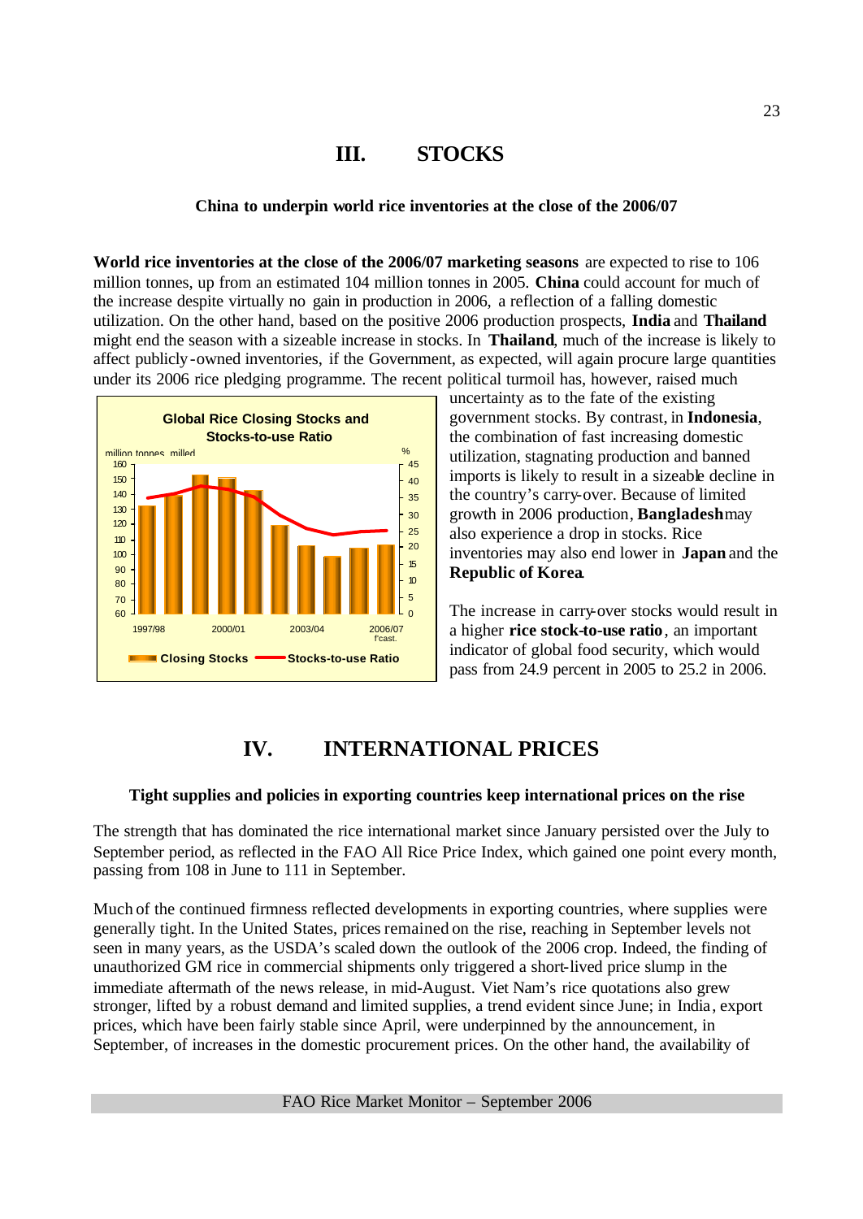## III. STOCKS

**China to underpin world rice inventories at the close of the 2006/07**

**World rice inventories at the close of the 2006/07 marketing seasons** are expected to rise to 106 million tonnes, up from an estimated 104 million tonnes in 2005. **China** could account for much of the increase despite virtually no gain in production in 2006, a reflection of a falling domestic utilization. On the other hand, based on the positive 2006 production prospects, **India** and **Thailand** might end the season with a sizeable increase in stocks. In **Thailand**, much of the increase is likely to affect publicly-owned inventories, if the Government, as expected, will again procure large quantities under its 2006 rice pledging programme. The recent political turmoil has, however, raised much uncertainty as to the fate of the existing government stocks. By contrast, in **Indonesia**, the combination of fast increasing domestic utilization, stagnating production and banned imports is likely to result in a sizeable decline in the country's carry-over. Because of limited growth in 2006 production, **Bangladesh** may also experience a drop in stocks. Rice inventories may also end lower in **Japan** and the **Republic of Korea**.

**Global Rice Closing Stocks and Stocks-to-use Ratio**

The increase in carry-over stocks would result in a higher **rice stock-to-use ratio**, an important indicator of global food security, which would pass from 24.9 percent in 2005 to 25.2 in 2006.

## IV. INTERNATIONAL PRICES

**Tight supplies and policies in exporting countries keep international prices on the rise**

The strength that has dominated the rice international market since January persisted over the July to September period, as reflected in the FAO All Rice Price Index, which gained one point every month, passing from 108 in June to 111 in September.

Much of the continued firmness reflected developments in exporting countries, where supplies were generally tight. In the United States, prices remained on the rise, reaching in September levels not seen in many years, as the USDA's scaled down the outlook of the 2006 crop. Indeed, the finding of unauthorized GM rice in commercial shipments only triggered a short-lived price slump in the immediate aftermath of the news release, in mid-August. Viet Nam's rice quotations also grew stronger, lifted by a robust demand and limited supplies, a trend evident since June; in India, export prices, which have been fairly stable since April, were underpinned by the announcement, in September, of increases in the domestic procurement prices. On the other hand, the availability of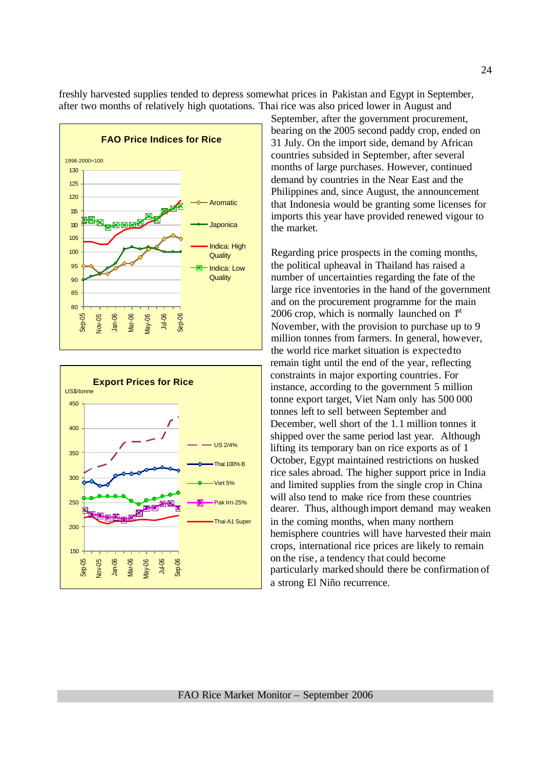freshly harvested supplies tended to depress somewhat prices in Pakistan and Egypt in September, after two months of relatively high quotations. Thai rice was also priced lower in August and September, after the government procurement, bearing on the 2005 second paddy crop, ended on 31 July. On the import side, demand by African countries subsided in September, after several months of large purchases. However, continued demand by countries in the Near East and the Philippines and, since August, the announcement that Indonesia would be granting some licenses for imports this year have provided renewed vigour to the market.

**FAO Price Indices for Rice**

1998-2000=100

Series: Aromatic, Japonica, Indica: High Quality, Indica: Low Quality (Sep-05 to Sep-06)

**Export Prices for Rice**

US$/tonne

Series: US 2/4%, Thai 100% B, Viet 5%, Pak Irri-25%, Thai A1 Super (Sep-05 to Sep-06)

Regarding price prospects in the coming months, the political upheaval in Thailand has raised a number of uncertainties regarding the fate of the large rice inventories in the hand of the government and on the procurement programme for the main 2006 crop, which is normally launched on 1st November, with the provision to purchase up to 9 million tonnes from farmers. In general, however, the world rice market situation is expected to remain tight until the end of the year, reflecting constraints in major exporting countries. For instance, according to the government 5 million tonne export target, Viet Nam only has 500 000 tonnes left to sell between September and December, well short of the 1.1 million tonnes it shipped over the same period last year. Although lifting its temporary ban on rice exports as of 1 October, Egypt maintained restrictions on husked rice sales abroad. The higher support price in India and limited supplies from the single crop in China will also tend to make rice from these countries dearer. Thus, although import demand may weaken in the coming months, when many northern hemisphere countries will have harvested their main crops, international rice prices are likely to remain on the rise, a tendency that could become particularly marked should there be confirmation of a strong El Niño recurrence.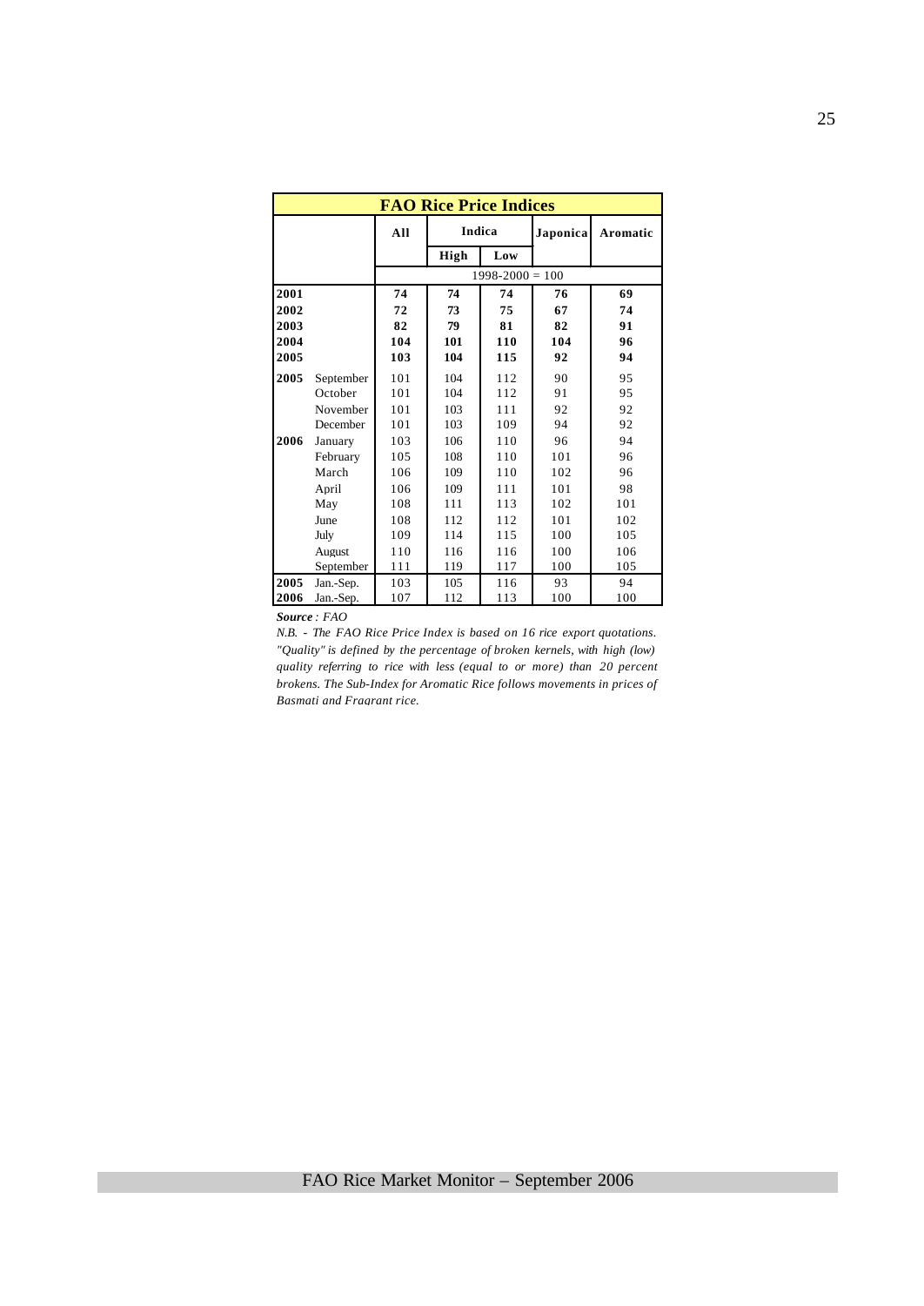| FAO Rice Price Indices | | | | | | |
|---|---|---|---|---|---|---|
| | | All | Indica | | Japonica | Aromatic |
| | | | High | Low | | |
| | | 1998-2000 = 100 | | | | |
| **2001** | | **74** | **74** | **74** | **76** | **69** |
| **2002** | | **72** | **73** | **75** | **67** | **74** |
| **2003** | | **82** | **79** | **81** | **82** | **91** |
| **2004** | | **104** | **101** | **110** | **104** | **96** |
| **2005** | | **103** | **104** | **115** | **92** | **94** |
| **2005** | September | 101 | 104 | 112 | 90 | 95 |
| | October | 101 | 104 | 112 | 91 | 95 |
| | November | 101 | 103 | 111 | 92 | 92 |
| | December | 101 | 103 | 109 | 94 | 92 |
| **2006** | January | 103 | 106 | 110 | 96 | 94 |
| | February | 105 | 108 | 110 | 101 | 96 |
| | March | 106 | 109 | 110 | 102 | 96 |
| | April | 106 | 109 | 111 | 101 | 98 |
| | May | 108 | 111 | 113 | 102 | 101 |
| | June | 108 | 112 | 112 | 101 | 102 |
| | July | 109 | 114 | 115 | 100 | 105 |
| | August | 110 | 116 | 116 | 100 | 106 |
| | September | 111 | 119 | 117 | 100 | 105 |
| **2005** | Jan.-Sep. | 103 | 105 | 116 | 93 | 94 |
| **2006** | Jan.-Sep. | 107 | 112 | 113 | 100 | 100 |

***Source** : FAO*

*N.B. - The FAO Rice Price Index is based on 16 rice export quotations. "Quality" is defined by the percentage of broken kernels, with high (low) quality referring to rice with less (equal to or more) than 20 percent brokens. The Sub-Index for Aromatic Rice follows movements in prices of Basmati and Fragrant rice.*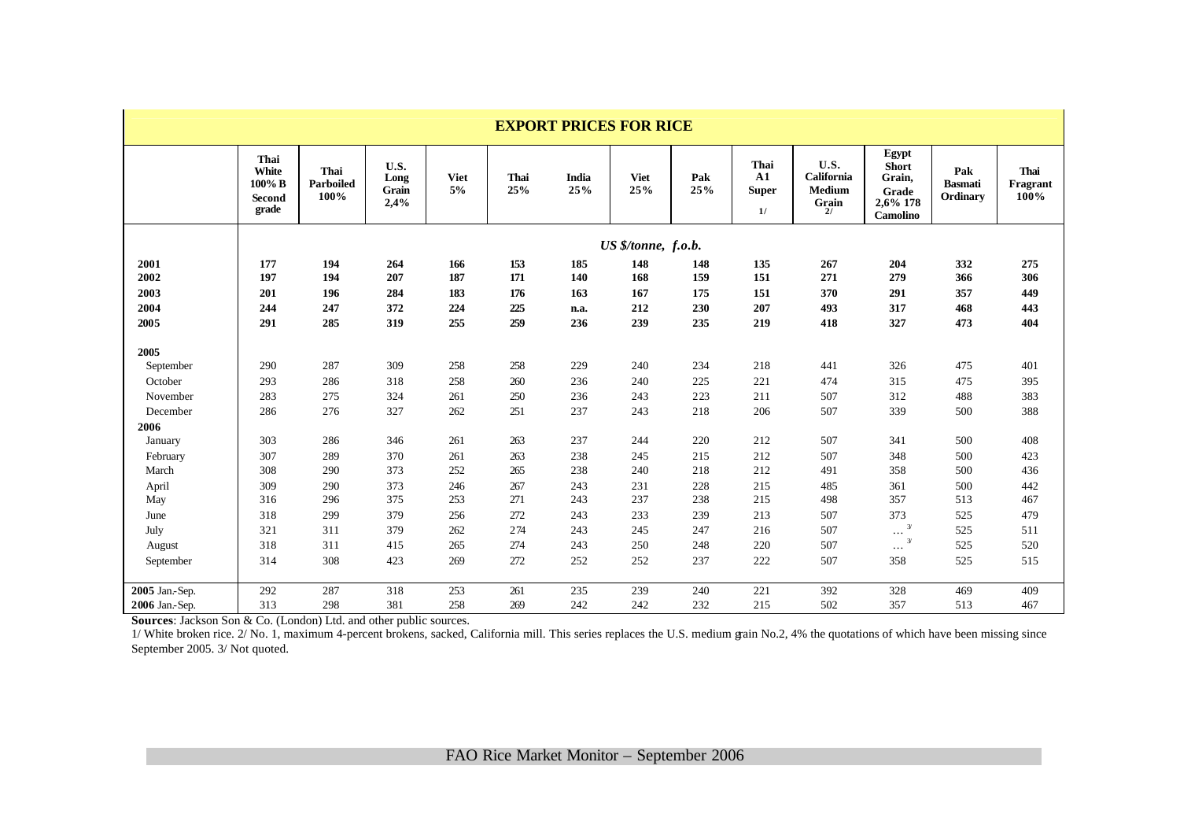## EXPORT PRICES FOR RICE

| | Thai White 100% B Second grade | Thai Parboiled 100% | U.S. Long Grain 2,4% | Viet 5% | Thai 25% | India 25% | Viet 25% | Pak 25% | Thai A1 Super 1/ | U.S. California Medium Grain 2/ | Egypt Short Grain, Grade 2,6% 178 Camolino | Pak Basmati Ordinary | Thai Fragrant 100% |
|---|---|---|---|---|---|---|---|---|---|---|---|---|---|
| | *US $/tonne, f.o.b.* | | | | | | | | | | | | |
| **2001** | **177** | **194** | **264** | **166** | **153** | **185** | **148** | **148** | **135** | **267** | **204** | **332** | **275** |
| **2002** | **197** | **194** | **207** | **187** | **171** | **140** | **168** | **159** | **151** | **271** | **279** | **366** | **306** |
| **2003** | **201** | **196** | **284** | **183** | **176** | **163** | **167** | **175** | **151** | **370** | **291** | **357** | **449** |
| **2004** | **244** | **247** | **372** | **224** | **225** | **n.a.** | **212** | **230** | **207** | **493** | **317** | **468** | **443** |
| **2005** | **291** | **285** | **319** | **255** | **259** | **236** | **239** | **235** | **219** | **418** | **327** | **473** | **404** |
| **2005** | | | | | | | | | | | | | |
| September | 290 | 287 | 309 | 258 | 258 | 229 | 240 | 234 | 218 | 441 | 326 | 475 | 401 |
| October | 293 | 286 | 318 | 258 | 260 | 236 | 240 | 225 | 221 | 474 | 315 | 475 | 395 |
| November | 283 | 275 | 324 | 261 | 250 | 236 | 243 | 223 | 211 | 507 | 312 | 488 | 383 |
| December | 286 | 276 | 327 | 262 | 251 | 237 | 243 | 218 | 206 | 507 | 339 | 500 | 388 |
| **2006** | | | | | | | | | | | | | |
| January | 303 | 286 | 346 | 261 | 263 | 237 | 244 | 220 | 212 | 507 | 341 | 500 | 408 |
| February | 307 | 289 | 370 | 261 | 263 | 238 | 245 | 215 | 212 | 507 | 348 | 500 | 423 |
| March | 308 | 290 | 373 | 252 | 265 | 238 | 240 | 218 | 212 | 491 | 358 | 500 | 436 |
| April | 309 | 290 | 373 | 246 | 267 | 243 | 231 | 228 | 215 | 485 | 361 | 500 | 442 |
| May | 316 | 296 | 375 | 253 | 271 | 243 | 237 | 238 | 215 | 498 | 357 | 513 | 467 |
| June | 318 | 299 | 379 | 256 | 272 | 243 | 233 | 239 | 213 | 507 | 373 | 525 | 479 |
| July | 321 | 311 | 379 | 262 | 274 | 243 | 245 | 247 | 216 | 507 | … 3/ | 525 | 511 |
| August | 318 | 311 | 415 | 265 | 274 | 243 | 250 | 248 | 220 | 507 | … 3/ | 525 | 520 |
| September | 314 | 308 | 423 | 269 | 272 | 252 | 252 | 237 | 222 | 507 | 358 | 525 | 515 |
| **2005** Jan.-Sep. | 292 | 287 | 318 | 253 | 261 | 235 | 239 | 240 | 221 | 392 | 328 | 469 | 409 |
| **2006** Jan.-Sep. | 313 | 298 | 381 | 258 | 269 | 242 | 242 | 232 | 215 | 502 | 357 | 513 | 467 |

**Sources**: Jackson Son & Co. (London) Ltd. and other public sources.

1/ White broken rice. 2/ No. 1, maximum 4-percent brokens, sacked, California mill. This series replaces the U.S. medium grain No.2, 4% the quotations of which have been missing since September 2005. 3/ Not quoted.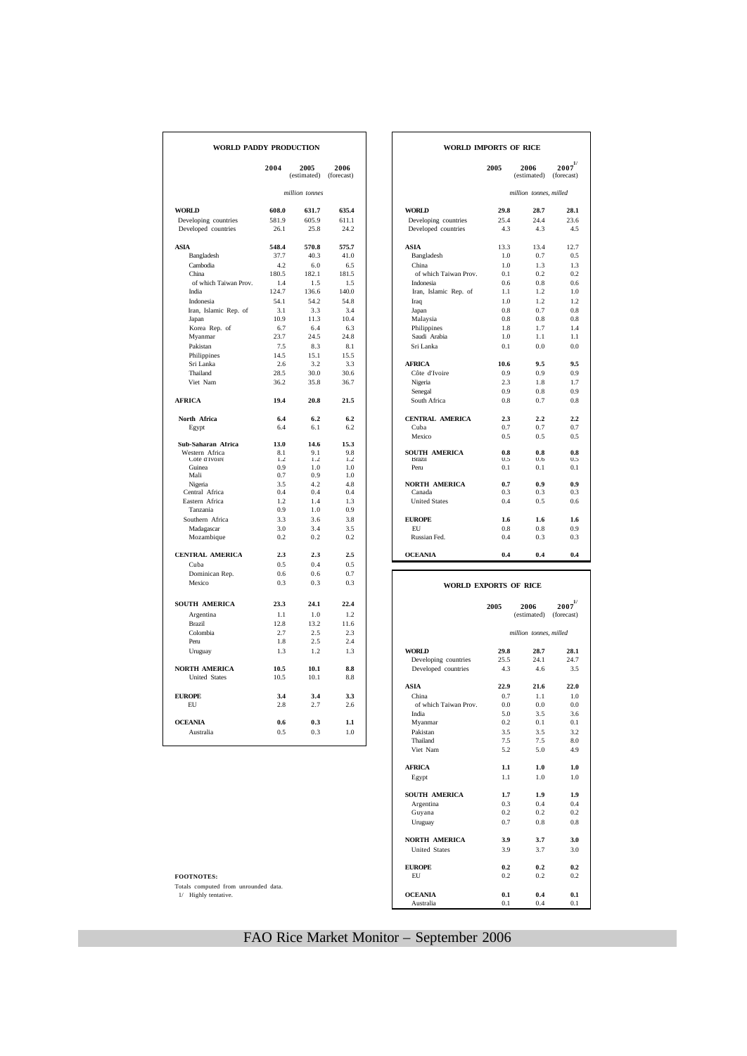## WORLD PADDY PRODUCTION

| | 2004 | 2005 (estimated) | 2006 (forecast) |
|---|---|---|---|
| | *million tonnes* | | |
| **WORLD** | **608.0** | **631.7** | **635.4** |
| Developing countries | 581.9 | 605.9 | 611.1 |
| Developed countries | 26.1 | 25.8 | 24.2 |
| **ASIA** | **548.4** | **570.8** | **575.7** |
| Bangladesh | 37.7 | 40.3 | 41.0 |
| Cambodia | 4.2 | 6.0 | 6.5 |
| China | 180.5 | 182.1 | 181.5 |
| of which Taiwan Prov. | 1.4 | 1.5 | 1.5 |
| India | 124.7 | 136.6 | 140.0 |
| Indonesia | 54.1 | 54.2 | 54.8 |
| Iran, Islamic Rep. of | 3.1 | 3.3 | 3.4 |
| Japan | 10.9 | 11.3 | 10.4 |
| Korea Rep. of | 6.7 | 6.4 | 6.3 |
| Myanmar | 23.7 | 24.5 | 24.8 |
| Pakistan | 7.5 | 8.3 | 8.1 |
| Philippines | 14.5 | 15.1 | 15.5 |
| Sri Lanka | 2.6 | 3.2 | 3.3 |
| Thailand | 28.5 | 30.0 | 30.6 |
| Viet Nam | 36.2 | 35.8 | 36.7 |
| **AFRICA** | **19.4** | **20.8** | **21.5** |
| **North Africa** | **6.4** | **6.2** | **6.2** |
| Egypt | 6.4 | 6.1 | 6.2 |
| **Sub-Saharan Africa** | **13.0** | **14.6** | **15.3** |
| Western Africa | 8.1 | 9.1 | 9.8 |
| Cote d'Ivoire | 1.2 | 1.2 | 1.2 |
| Guinea | 0.9 | 1.0 | 1.0 |
| Mali | 0.7 | 0.9 | 1.0 |
| Nigeria | 3.5 | 4.2 | 4.8 |
| Central Africa | 0.4 | 0.4 | 0.4 |
| Eastern Africa | 1.2 | 1.4 | 1.3 |
| Tanzania | 0.9 | 1.0 | 0.9 |
| Southern Africa | 3.3 | 3.6 | 3.8 |
| Madagascar | 3.0 | 3.4 | 3.5 |
| Mozambique | 0.2 | 0.2 | 0.2 |
| **CENTRAL AMERICA** | **2.3** | **2.3** | **2.5** |
| Cuba | 0.5 | 0.4 | 0.5 |
| Dominican Rep. | 0.6 | 0.6 | 0.7 |
| Mexico | 0.3 | 0.3 | 0.3 |
| **SOUTH AMERICA** | **23.3** | **24.1** | **22.4** |
| Argentina | 1.1 | 1.0 | 1.2 |
| Brazil | 12.8 | 13.2 | 11.6 |
| Colombia | 2.7 | 2.5 | 2.3 |
| Peru | 1.8 | 2.5 | 2.4 |
| Uruguay | 1.3 | 1.2 | 1.3 |
| **NORTH AMERICA** | **10.5** | **10.1** | **8.8** |
| United States | 10.5 | 10.1 | 8.8 |
| **EUROPE** | **3.4** | **3.4** | **3.3** |
| EU | 2.8 | 2.7 | 2.6 |
| **OCEANIA** | **0.6** | **0.3** | **1.1** |
| Australia | 0.5 | 0.3 | 1.0 |

## WORLD IMPORTS OF RICE

| | 2005 | 2006 (estimated) | 2007 [1/] (forecast) |
|---|---|---|---|
| | *million tonnes, milled* | | |
| **WORLD** | **29.8** | **28.7** | **28.1** |
| Developing countries | 25.4 | 24.4 | 23.6 |
| Developed countries | 4.3 | 4.3 | 4.5 |
| **ASIA** | 13.3 | 13.4 | 12.7 |
| Bangladesh | 1.0 | 0.7 | 0.5 |
| China | 1.0 | 1.3 | 1.3 |
| of which Taiwan Prov. | 0.1 | 0.2 | 0.2 |
| Indonesia | 0.6 | 0.8 | 0.6 |
| Iran, Islamic Rep. of | 1.1 | 1.2 | 1.0 |
| Iraq | 1.0 | 1.2 | 1.2 |
| Japan | 0.8 | 0.7 | 0.8 |
| Malaysia | 0.8 | 0.8 | 0.8 |
| Philippines | 1.8 | 1.7 | 1.4 |
| Saudi Arabia | 1.0 | 1.1 | 1.1 |
| Sri Lanka | 0.1 | 0.0 | 0.0 |
| **AFRICA** | **10.6** | **9.5** | **9.5** |
| Côte d'Ivoire | 0.9 | 0.9 | 0.9 |
| Nigeria | 2.3 | 1.8 | 1.7 |
| Senegal | 0.9 | 0.8 | 0.9 |
| South Africa | 0.8 | 0.7 | 0.8 |
| **CENTRAL AMERICA** | **2.3** | **2.2** | **2.2** |
| Cuba | 0.7 | 0.7 | 0.7 |
| Mexico | 0.5 | 0.5 | 0.5 |
| **SOUTH AMERICA** | **0.8** | **0.8** | **0.8** |
| Brazil | 0.5 | 0.6 | 0.5 |
| Peru | 0.1 | 0.1 | 0.1 |
| **NORTH AMERICA** | **0.7** | **0.9** | **0.9** |
| Canada | 0.3 | 0.3 | 0.3 |
| United States | 0.4 | 0.5 | 0.6 |
| **EUROPE** | **1.6** | **1.6** | **1.6** |
| EU | 0.8 | 0.8 | 0.9 |
| Russian Fed. | 0.4 | 0.3 | 0.3 |
| **OCEANIA** | **0.4** | **0.4** | **0.4** |

## WORLD EXPORTS OF RICE

| | 2005 | 2006 (estimated) | 2007 [1/] (forecast) |
|---|---|---|---|
| | *million tonnes, milled* | | |
| **WORLD** | **29.8** | **28.7** | **28.1** |
| Developing countries | 25.5 | 24.1 | 24.7 |
| Developed countries | 4.3 | 4.6 | 3.5 |
| **ASIA** | **22.9** | **21.6** | **22.0** |
| China | 0.7 | 1.1 | 1.0 |
| of which Taiwan Prov. | 0.0 | 0.0 | 0.0 |
| India | 5.0 | 3.5 | 3.6 |
| Myanmar | 0.2 | 0.1 | 0.1 |
| Pakistan | 3.5 | 3.5 | 3.2 |
| Thailand | 7.5 | 7.5 | 8.0 |
| Viet Nam | 5.2 | 5.0 | 4.9 |
| **AFRICA** | **1.1** | **1.0** | **1.0** |
| Egypt | 1.1 | 1.0 | 1.0 |
| **SOUTH AMERICA** | **1.7** | **1.9** | **1.9** |
| Argentina | 0.3 | 0.4 | 0.4 |
| Guyana | 0.2 | 0.2 | 0.2 |
| Uruguay | 0.7 | 0.8 | 0.8 |
| **NORTH AMERICA** | **3.9** | **3.7** | **3.0** |
| United States | 3.9 | 3.7 | 3.0 |
| **EUROPE** | **0.2** | **0.2** | **0.2** |
| EU | 0.2 | 0.2 | 0.2 |
| **OCEANIA** | **0.1** | **0.4** | **0.1** |
| Australia | 0.1 | 0.4 | 0.1 |

**FOOTNOTES:**

Totals computed from unrounded data.

1/ Highly tentative.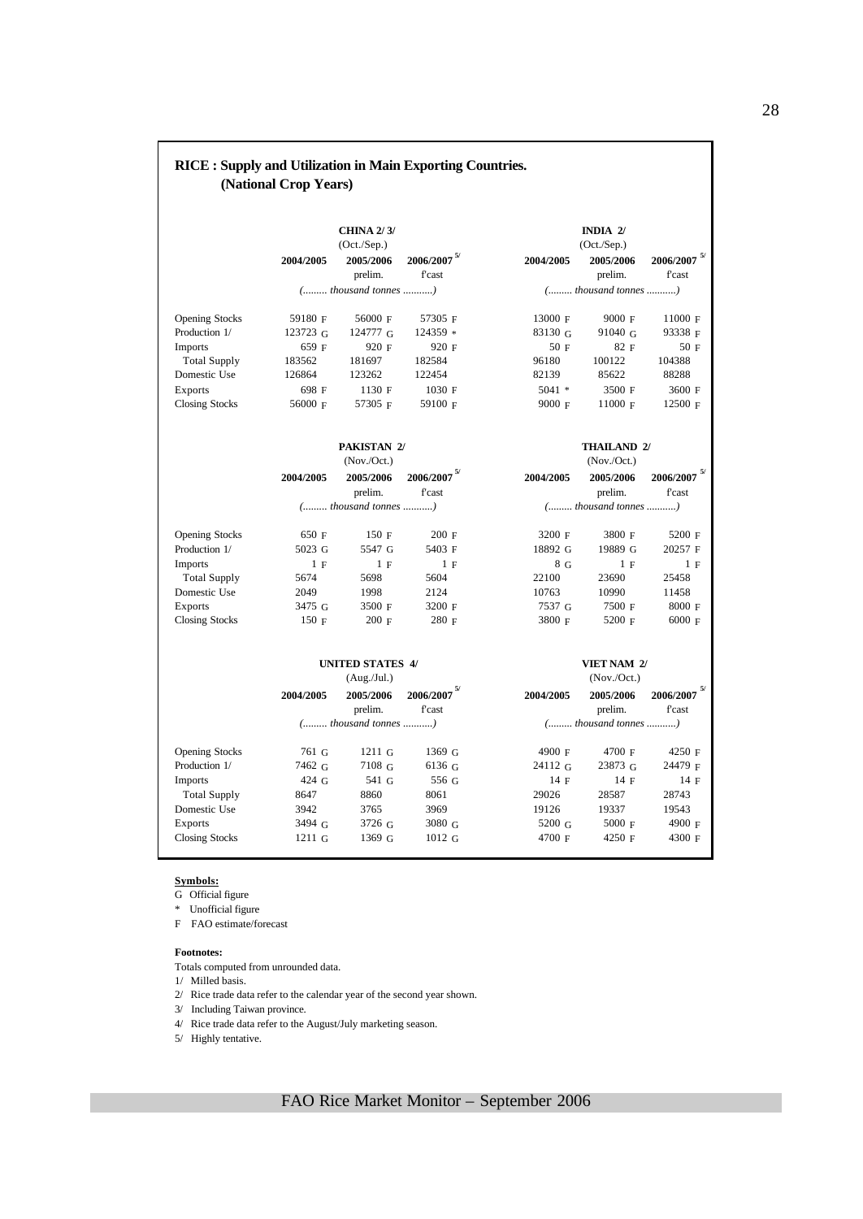## RICE : Supply and Utilization in Main Exporting Countries. (National Crop Years)

| | CHINA 2/ 3/ (Oct./Sep.) | | | INDIA 2/ (Oct./Sep.) | | |
|---|---|---|---|---|---|---|
| | 2004/2005 | 2005/2006 prelim. | 2006/2007 5/ f'cast | 2004/2005 | 2005/2006 prelim. | 2006/2007 5/ f'cast |
| | (......... thousand tonnes ...........) | | | (......... thousand tonnes ...........) | | |
| Opening Stocks | 59180 F | 56000 F | 57305 F | 13000 F | 9000 F | 11000 F |
| Production 1/ | 123723 G | 124777 G | 124359 * | 83130 G | 91040 G | 93338 F |
| Imports | 659 F | 920 F | 920 F | 50 F | 82 F | 50 F |
| Total Supply | 183562 | 181697 | 182584 | 96180 | 100122 | 104388 |
| Domestic Use | 126864 | 123262 | 122454 | 82139 | 85622 | 88288 |
| Exports | 698 F | 1130 F | 1030 F | 5041 * | 3500 F | 3600 F |
| Closing Stocks | 56000 F | 57305 F | 59100 F | 9000 F | 11000 F | 12500 F |

| | PAKISTAN 2/ (Nov./Oct.) | | | THAILAND 2/ (Nov./Oct.) | | |
|---|---|---|---|---|---|---|
| | 2004/2005 | 2005/2006 prelim. | 2006/2007 5/ f'cast | 2004/2005 | 2005/2006 prelim. | 2006/2007 5/ f'cast |
| | (......... thousand tonnes ...........) | | | (......... thousand tonnes ...........) | | |
| Opening Stocks | 650 F | 150 F | 200 F | 3200 F | 3800 F | 5200 F |
| Production 1/ | 5023 G | 5547 G | 5403 F | 18892 G | 19889 G | 20257 F |
| Imports | 1 F | 1 F | 1 F | 8 G | 1 F | 1 F |
| Total Supply | 5674 | 5698 | 5604 | 22100 | 23690 | 25458 |
| Domestic Use | 2049 | 1998 | 2124 | 10763 | 10990 | 11458 |
| Exports | 3475 G | 3500 F | 3200 F | 7537 G | 7500 F | 8000 F |
| Closing Stocks | 150 F | 200 F | 280 F | 3800 F | 5200 F | 6000 F |

| | UNITED STATES 4/ (Aug./Jul.) | | | VIET NAM 2/ (Nov./Oct.) | | |
|---|---|---|---|---|---|---|
| | 2004/2005 | 2005/2006 prelim. | 2006/2007 5/ f'cast | 2004/2005 | 2005/2006 prelim. | 2006/2007 5/ f'cast |
| | (......... thousand tonnes ...........) | | | (......... thousand tonnes ...........) | | |
| Opening Stocks | 761 G | 1211 G | 1369 G | 4900 F | 4700 F | 4250 F |
| Production 1/ | 7462 G | 7108 G | 6136 G | 24112 G | 23873 G | 24479 F |
| Imports | 424 G | 541 G | 556 G | 14 F | 14 F | 14 F |
| Total Supply | 8647 | 8860 | 8061 | 29026 | 28587 | 28743 |
| Domestic Use | 3942 | 3765 | 3969 | 19126 | 19337 | 19543 |
| Exports | 3494 G | 3726 G | 3080 G | 5200 G | 5000 F | 4900 F |
| Closing Stocks | 1211 G | 1369 G | 1012 G | 4700 F | 4250 F | 4300 F |

**Symbols:**

G Official figure
* Unofficial figure
F FAO estimate/forecast

**Footnotes:**

Totals computed from unrounded data.
1/ Milled basis.
2/ Rice trade data refer to the calendar year of the second year shown.
3/ Including Taiwan province.
4/ Rice trade data refer to the August/July marketing season.
5/ Highly tentative.